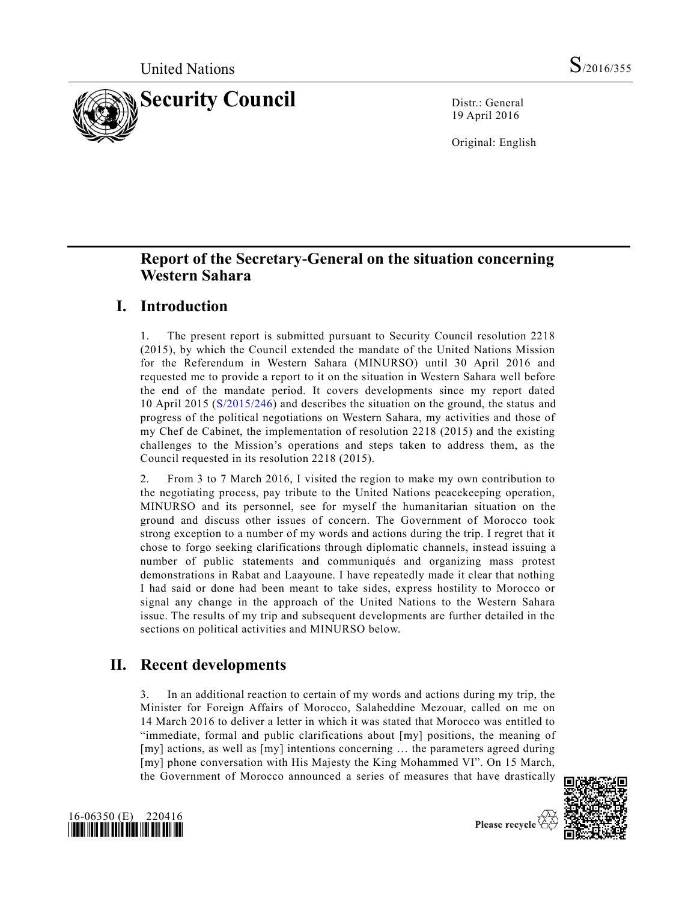United Nations

S/2016/355

# Security Council

Distr.: General
19 April 2016

Original: English

## Report of the Secretary-General on the situation concerning Western Sahara

## I. Introduction

1. The present report is submitted pursuant to Security Council resolution 2218 (2015), by which the Council extended the mandate of the United Nations Mission for the Referendum in Western Sahara (MINURSO) until 30 April 2016 and requested me to provide a report to it on the situation in Western Sahara well before the end of the mandate period. It covers developments since my report dated 10 April 2015 (S/2015/246) and describes the situation on the ground, the status and progress of the political negotiations on Western Sahara, my activities and those of my Chef de Cabinet, the implementation of resolution 2218 (2015) and the existing challenges to the Mission's operations and steps taken to address them, as the Council requested in its resolution 2218 (2015).

2. From 3 to 7 March 2016, I visited the region to make my own contribution to the negotiating process, pay tribute to the United Nations peacekeeping operation, MINURSO and its personnel, see for myself the humanitarian situation on the ground and discuss other issues of concern. The Government of Morocco took strong exception to a number of my words and actions during the trip. I regret that it chose to forgo seeking clarifications through diplomatic channels, instead issuing a number of public statements and communiqués and organizing mass protest demonstrations in Rabat and Laayoune. I have repeatedly made it clear that nothing I had said or done had been meant to take sides, express hostility to Morocco or signal any change in the approach of the United Nations to the Western Sahara issue. The results of my trip and subsequent developments are further detailed in the sections on political activities and MINURSO below.

## II. Recent developments

3. In an additional reaction to certain of my words and actions during my trip, the Minister for Foreign Affairs of Morocco, Salaheddine Mezouar, called on me on 14 March 2016 to deliver a letter in which it was stated that Morocco was entitled to "immediate, formal and public clarifications about [my] positions, the meaning of [my] actions, as well as [my] intentions concerning … the parameters agreed during [my] phone conversation with His Majesty the King Mohammed VI". On 15 March, the Government of Morocco announced a series of measures that have drastically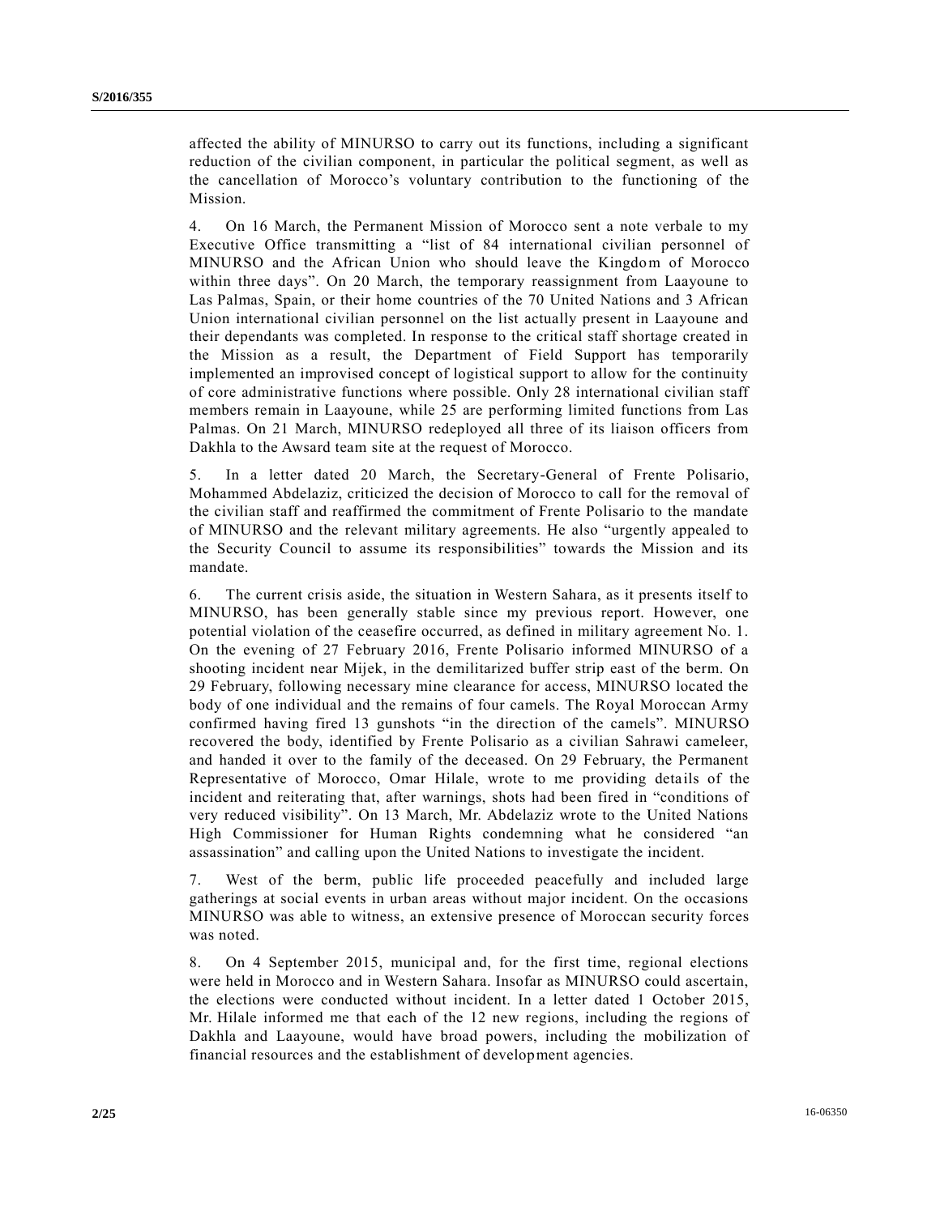affected the ability of MINURSO to carry out its functions, including a significant reduction of the civilian component, in particular the political segment, as well as the cancellation of Morocco's voluntary contribution to the functioning of the Mission.

4. On 16 March, the Permanent Mission of Morocco sent a note verbale to my Executive Office transmitting a "list of 84 international civilian personnel of MINURSO and the African Union who should leave the Kingdom of Morocco within three days". On 20 March, the temporary reassignment from Laayoune to Las Palmas, Spain, or their home countries of the 70 United Nations and 3 African Union international civilian personnel on the list actually present in Laayoune and their dependants was completed. In response to the critical staff shortage created in the Mission as a result, the Department of Field Support has temporarily implemented an improvised concept of logistical support to allow for the continuity of core administrative functions where possible. Only 28 international civilian staff members remain in Laayoune, while 25 are performing limited functions from Las Palmas. On 21 March, MINURSO redeployed all three of its liaison officers from Dakhla to the Awsard team site at the request of Morocco.

5. In a letter dated 20 March, the Secretary-General of Frente Polisario, Mohammed Abdelaziz, criticized the decision of Morocco to call for the removal of the civilian staff and reaffirmed the commitment of Frente Polisario to the mandate of MINURSO and the relevant military agreements. He also "urgently appealed to the Security Council to assume its responsibilities" towards the Mission and its mandate.

6. The current crisis aside, the situation in Western Sahara, as it presents itself to MINURSO, has been generally stable since my previous report. However, one potential violation of the ceasefire occurred, as defined in military agreement No. 1. On the evening of 27 February 2016, Frente Polisario informed MINURSO of a shooting incident near Mijek, in the demilitarized buffer strip east of the berm. On 29 February, following necessary mine clearance for access, MINURSO located the body of one individual and the remains of four camels. The Royal Moroccan Army confirmed having fired 13 gunshots "in the direction of the camels". MINURSO recovered the body, identified by Frente Polisario as a civilian Sahrawi cameleer, and handed it over to the family of the deceased. On 29 February, the Permanent Representative of Morocco, Omar Hilale, wrote to me providing details of the incident and reiterating that, after warnings, shots had been fired in "conditions of very reduced visibility". On 13 March, Mr. Abdelaziz wrote to the United Nations High Commissioner for Human Rights condemning what he considered "an assassination" and calling upon the United Nations to investigate the incident.

7. West of the berm, public life proceeded peacefully and included large gatherings at social events in urban areas without major incident. On the occasions MINURSO was able to witness, an extensive presence of Moroccan security forces was noted.

8. On 4 September 2015, municipal and, for the first time, regional elections were held in Morocco and in Western Sahara. Insofar as MINURSO could ascertain, the elections were conducted without incident. In a letter dated 1 October 2015, Mr. Hilale informed me that each of the 12 new regions, including the regions of Dakhla and Laayoune, would have broad powers, including the mobilization of financial resources and the establishment of development agencies.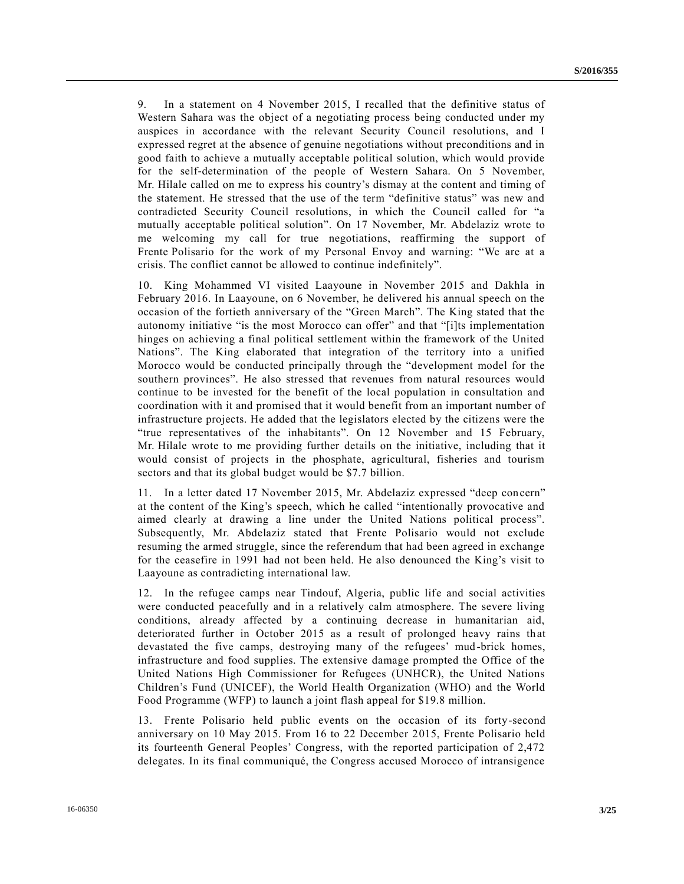9. In a statement on 4 November 2015, I recalled that the definitive status of Western Sahara was the object of a negotiating process being conducted under my auspices in accordance with the relevant Security Council resolutions, and I expressed regret at the absence of genuine negotiations without preconditions and in good faith to achieve a mutually acceptable political solution, which would provide for the self-determination of the people of Western Sahara. On 5 November, Mr. Hilale called on me to express his country's dismay at the content and timing of the statement. He stressed that the use of the term "definitive status" was new and contradicted Security Council resolutions, in which the Council called for "a mutually acceptable political solution". On 17 November, Mr. Abdelaziz wrote to me welcoming my call for true negotiations, reaffirming the support of Frente Polisario for the work of my Personal Envoy and warning: "We are at a crisis. The conflict cannot be allowed to continue indefinitely".

10. King Mohammed VI visited Laayoune in November 2015 and Dakhla in February 2016. In Laayoune, on 6 November, he delivered his annual speech on the occasion of the fortieth anniversary of the "Green March". The King stated that the autonomy initiative "is the most Morocco can offer" and that "[i]ts implementation hinges on achieving a final political settlement within the framework of the United Nations". The King elaborated that integration of the territory into a unified Morocco would be conducted principally through the "development model for the southern provinces". He also stressed that revenues from natural resources would continue to be invested for the benefit of the local population in consultation and coordination with it and promised that it would benefit from an important number of infrastructure projects. He added that the legislators elected by the citizens were the "true representatives of the inhabitants". On 12 November and 15 February, Mr. Hilale wrote to me providing further details on the initiative, including that it would consist of projects in the phosphate, agricultural, fisheries and tourism sectors and that its global budget would be $7.7 billion.

11. In a letter dated 17 November 2015, Mr. Abdelaziz expressed "deep concern" at the content of the King's speech, which he called "intentionally provocative and aimed clearly at drawing a line under the United Nations political process". Subsequently, Mr. Abdelaziz stated that Frente Polisario would not exclude resuming the armed struggle, since the referendum that had been agreed in exchange for the ceasefire in 1991 had not been held. He also denounced the King's visit to Laayoune as contradicting international law.

12. In the refugee camps near Tindouf, Algeria, public life and social activities were conducted peacefully and in a relatively calm atmosphere. The severe living conditions, already affected by a continuing decrease in humanitarian aid, deteriorated further in October 2015 as a result of prolonged heavy rains that devastated the five camps, destroying many of the refugees' mud-brick homes, infrastructure and food supplies. The extensive damage prompted the Office of the United Nations High Commissioner for Refugees (UNHCR), the United Nations Children's Fund (UNICEF), the World Health Organization (WHO) and the World Food Programme (WFP) to launch a joint flash appeal for $19.8 million.

13. Frente Polisario held public events on the occasion of its forty-second anniversary on 10 May 2015. From 16 to 22 December 2015, Frente Polisario held its fourteenth General Peoples' Congress, with the reported participation of 2,472 delegates. In its final communiqué, the Congress accused Morocco of intransigence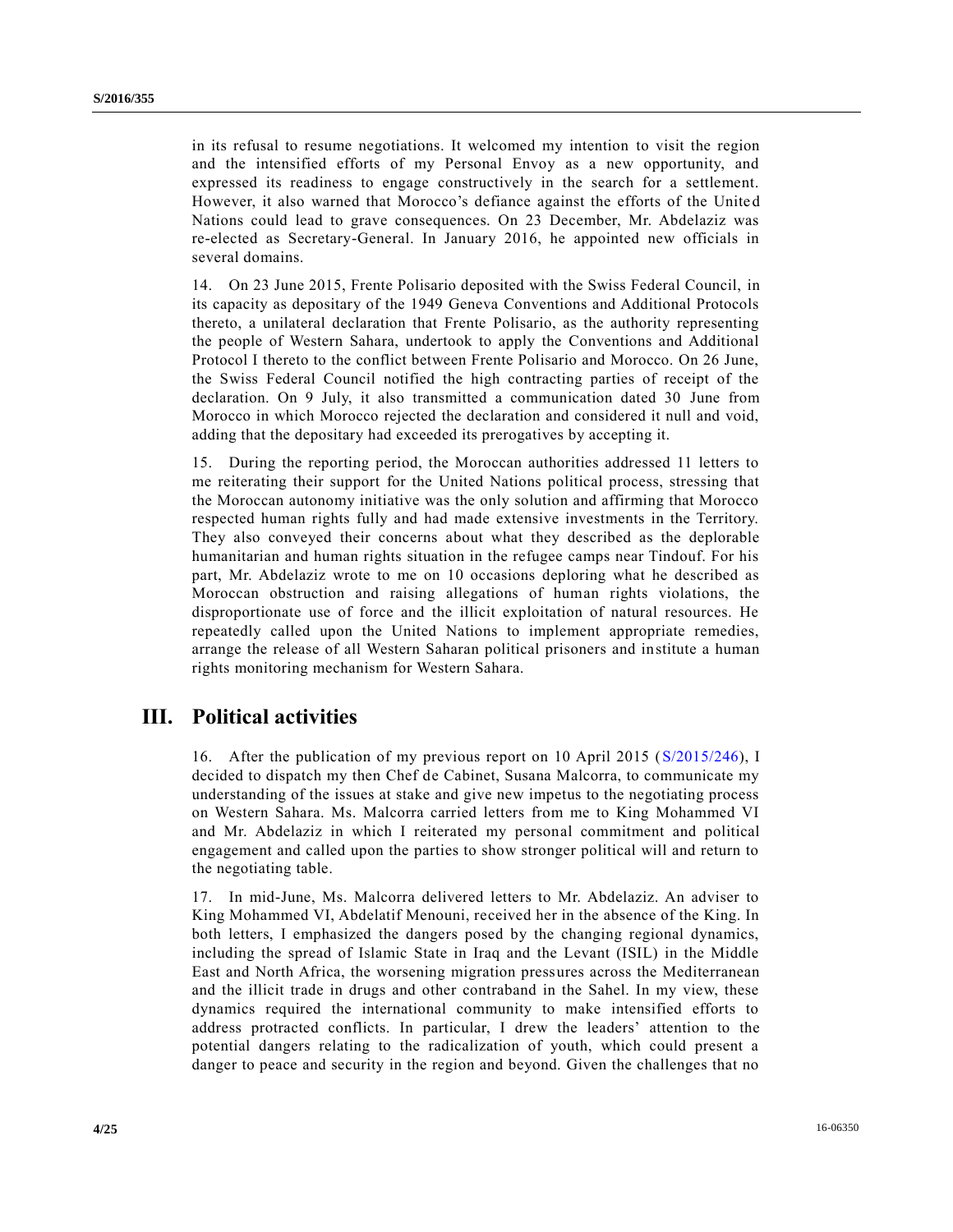in its refusal to resume negotiations. It welcomed my intention to visit the region and the intensified efforts of my Personal Envoy as a new opportunity, and expressed its readiness to engage constructively in the search for a settlement. However, it also warned that Morocco's defiance against the efforts of the United Nations could lead to grave consequences. On 23 December, Mr. Abdelaziz was re-elected as Secretary-General. In January 2016, he appointed new officials in several domains.

14. On 23 June 2015, Frente Polisario deposited with the Swiss Federal Council, in its capacity as depositary of the 1949 Geneva Conventions and Additional Protocols thereto, a unilateral declaration that Frente Polisario, as the authority representing the people of Western Sahara, undertook to apply the Conventions and Additional Protocol I thereto to the conflict between Frente Polisario and Morocco. On 26 June, the Swiss Federal Council notified the high contracting parties of receipt of the declaration. On 9 July, it also transmitted a communication dated 30 June from Morocco in which Morocco rejected the declaration and considered it null and void, adding that the depositary had exceeded its prerogatives by accepting it.

15. During the reporting period, the Moroccan authorities addressed 11 letters to me reiterating their support for the United Nations political process, stressing that the Moroccan autonomy initiative was the only solution and affirming that Morocco respected human rights fully and had made extensive investments in the Territory. They also conveyed their concerns about what they described as the deplorable humanitarian and human rights situation in the refugee camps near Tindouf. For his part, Mr. Abdelaziz wrote to me on 10 occasions deploring what he described as Moroccan obstruction and raising allegations of human rights violations, the disproportionate use of force and the illicit exploitation of natural resources. He repeatedly called upon the United Nations to implement appropriate remedies, arrange the release of all Western Saharan political prisoners and institute a human rights monitoring mechanism for Western Sahara.

## III. Political activities

16. After the publication of my previous report on 10 April 2015 (S/2015/246), I decided to dispatch my then Chef de Cabinet, Susana Malcorra, to communicate my understanding of the issues at stake and give new impetus to the negotiating process on Western Sahara. Ms. Malcorra carried letters from me to King Mohammed VI and Mr. Abdelaziz in which I reiterated my personal commitment and political engagement and called upon the parties to show stronger political will and return to the negotiating table.

17. In mid-June, Ms. Malcorra delivered letters to Mr. Abdelaziz. An adviser to King Mohammed VI, Abdelatif Menouni, received her in the absence of the King. In both letters, I emphasized the dangers posed by the changing regional dynamics, including the spread of Islamic State in Iraq and the Levant (ISIL) in the Middle East and North Africa, the worsening migration pressures across the Mediterranean and the illicit trade in drugs and other contraband in the Sahel. In my view, these dynamics required the international community to make intensified efforts to address protracted conflicts. In particular, I drew the leaders' attention to the potential dangers relating to the radicalization of youth, which could present a danger to peace and security in the region and beyond. Given the challenges that no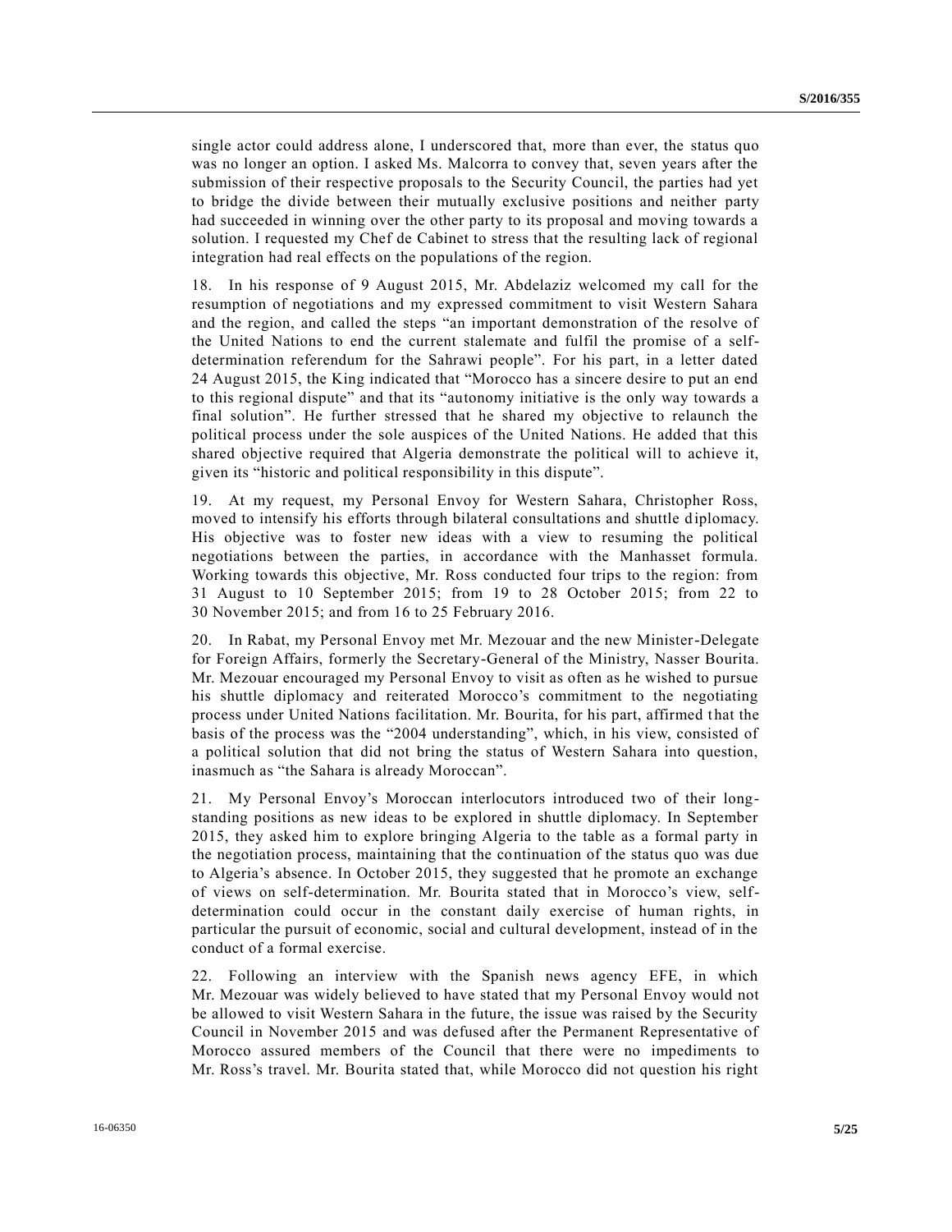single actor could address alone, I underscored that, more than ever, the status quo was no longer an option. I asked Ms. Malcorra to convey that, seven years after the submission of their respective proposals to the Security Council, the parties had yet to bridge the divide between their mutually exclusive positions and neither party had succeeded in winning over the other party to its proposal and moving towards a solution. I requested my Chef de Cabinet to stress that the resulting lack of regional integration had real effects on the populations of the region.

18. In his response of 9 August 2015, Mr. Abdelaziz welcomed my call for the resumption of negotiations and my expressed commitment to visit Western Sahara and the region, and called the steps "an important demonstration of the resolve of the United Nations to end the current stalemate and fulfil the promise of a self-determination referendum for the Sahrawi people". For his part, in a letter dated 24 August 2015, the King indicated that "Morocco has a sincere desire to put an end to this regional dispute" and that its "autonomy initiative is the only way towards a final solution". He further stressed that he shared my objective to relaunch the political process under the sole auspices of the United Nations. He added that this shared objective required that Algeria demonstrate the political will to achieve it, given its "historic and political responsibility in this dispute".

19. At my request, my Personal Envoy for Western Sahara, Christopher Ross, moved to intensify his efforts through bilateral consultations and shuttle diplomacy. His objective was to foster new ideas with a view to resuming the political negotiations between the parties, in accordance with the Manhasset formula. Working towards this objective, Mr. Ross conducted four trips to the region: from 31 August to 10 September 2015; from 19 to 28 October 2015; from 22 to 30 November 2015; and from 16 to 25 February 2016.

20. In Rabat, my Personal Envoy met Mr. Mezouar and the new Minister-Delegate for Foreign Affairs, formerly the Secretary-General of the Ministry, Nasser Bourita. Mr. Mezouar encouraged my Personal Envoy to visit as often as he wished to pursue his shuttle diplomacy and reiterated Morocco's commitment to the negotiating process under United Nations facilitation. Mr. Bourita, for his part, affirmed that the basis of the process was the "2004 understanding", which, in his view, consisted of a political solution that did not bring the status of Western Sahara into question, inasmuch as "the Sahara is already Moroccan".

21. My Personal Envoy's Moroccan interlocutors introduced two of their long-standing positions as new ideas to be explored in shuttle diplomacy. In September 2015, they asked him to explore bringing Algeria to the table as a formal party in the negotiation process, maintaining that the continuation of the status quo was due to Algeria's absence. In October 2015, they suggested that he promote an exchange of views on self-determination. Mr. Bourita stated that in Morocco's view, self-determination could occur in the constant daily exercise of human rights, in particular the pursuit of economic, social and cultural development, instead of in the conduct of a formal exercise.

22. Following an interview with the Spanish news agency EFE, in which Mr. Mezouar was widely believed to have stated that my Personal Envoy would not be allowed to visit Western Sahara in the future, the issue was raised by the Security Council in November 2015 and was defused after the Permanent Representative of Morocco assured members of the Council that there were no impediments to Mr. Ross's travel. Mr. Bourita stated that, while Morocco did not question his right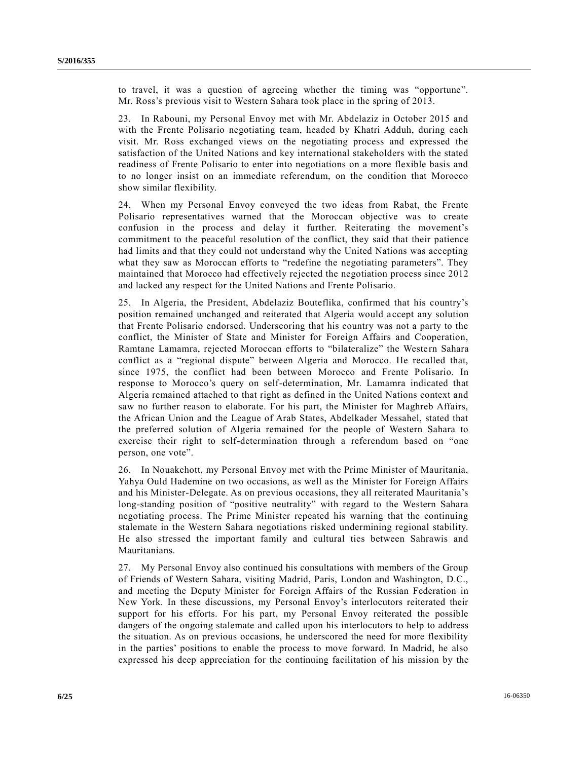to travel, it was a question of agreeing whether the timing was "opportune". Mr. Ross's previous visit to Western Sahara took place in the spring of 2013.

23. In Rabouni, my Personal Envoy met with Mr. Abdelaziz in October 2015 and with the Frente Polisario negotiating team, headed by Khatri Adduh, during each visit. Mr. Ross exchanged views on the negotiating process and expressed the satisfaction of the United Nations and key international stakeholders with the stated readiness of Frente Polisario to enter into negotiations on a more flexible basis and to no longer insist on an immediate referendum, on the condition that Morocco show similar flexibility.

24. When my Personal Envoy conveyed the two ideas from Rabat, the Frente Polisario representatives warned that the Moroccan objective was to create confusion in the process and delay it further. Reiterating the movement's commitment to the peaceful resolution of the conflict, they said that their patience had limits and that they could not understand why the United Nations was accepting what they saw as Moroccan efforts to "redefine the negotiating parameters". They maintained that Morocco had effectively rejected the negotiation process since 2012 and lacked any respect for the United Nations and Frente Polisario.

25. In Algeria, the President, Abdelaziz Bouteflika, confirmed that his country's position remained unchanged and reiterated that Algeria would accept any solution that Frente Polisario endorsed. Underscoring that his country was not a party to the conflict, the Minister of State and Minister for Foreign Affairs and Cooperation, Ramtane Lamamra, rejected Moroccan efforts to "bilateralize" the Western Sahara conflict as a "regional dispute" between Algeria and Morocco. He recalled that, since 1975, the conflict had been between Morocco and Frente Polisario. In response to Morocco's query on self-determination, Mr. Lamamra indicated that Algeria remained attached to that right as defined in the United Nations context and saw no further reason to elaborate. For his part, the Minister for Maghreb Affairs, the African Union and the League of Arab States, Abdelkader Messahel, stated that the preferred solution of Algeria remained for the people of Western Sahara to exercise their right to self-determination through a referendum based on "one person, one vote".

26. In Nouakchott, my Personal Envoy met with the Prime Minister of Mauritania, Yahya Ould Hademine on two occasions, as well as the Minister for Foreign Affairs and his Minister-Delegate. As on previous occasions, they all reiterated Mauritania's long-standing position of "positive neutrality" with regard to the Western Sahara negotiating process. The Prime Minister repeated his warning that the continuing stalemate in the Western Sahara negotiations risked undermining regional stability. He also stressed the important family and cultural ties between Sahrawis and Mauritanians.

27. My Personal Envoy also continued his consultations with members of the Group of Friends of Western Sahara, visiting Madrid, Paris, London and Washington, D.C., and meeting the Deputy Minister for Foreign Affairs of the Russian Federation in New York. In these discussions, my Personal Envoy's interlocutors reiterated their support for his efforts. For his part, my Personal Envoy reiterated the possible dangers of the ongoing stalemate and called upon his interlocutors to help to address the situation. As on previous occasions, he underscored the need for more flexibility in the parties' positions to enable the process to move forward. In Madrid, he also expressed his deep appreciation for the continuing facilitation of his mission by the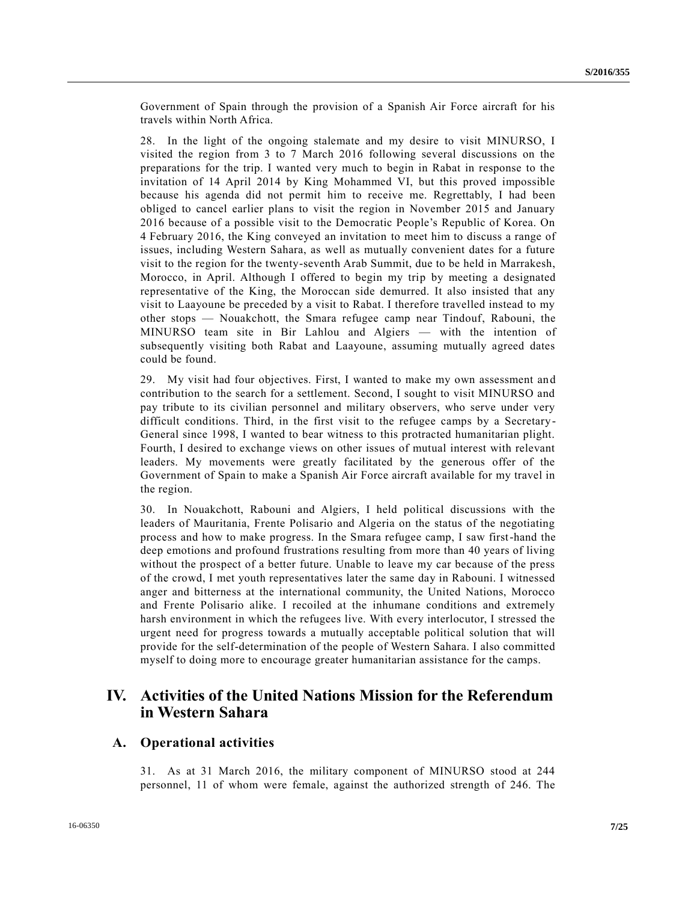Government of Spain through the provision of a Spanish Air Force aircraft for his travels within North Africa.

28. In the light of the ongoing stalemate and my desire to visit MINURSO, I visited the region from 3 to 7 March 2016 following several discussions on the preparations for the trip. I wanted very much to begin in Rabat in response to the invitation of 14 April 2014 by King Mohammed VI, but this proved impossible because his agenda did not permit him to receive me. Regrettably, I had been obliged to cancel earlier plans to visit the region in November 2015 and January 2016 because of a possible visit to the Democratic People's Republic of Korea. On 4 February 2016, the King conveyed an invitation to meet him to discuss a range of issues, including Western Sahara, as well as mutually convenient dates for a future visit to the region for the twenty-seventh Arab Summit, due to be held in Marrakesh, Morocco, in April. Although I offered to begin my trip by meeting a designated representative of the King, the Moroccan side demurred. It also insisted that any visit to Laayoune be preceded by a visit to Rabat. I therefore travelled instead to my other stops — Nouakchott, the Smara refugee camp near Tindouf, Rabouni, the MINURSO team site in Bir Lahlou and Algiers — with the intention of subsequently visiting both Rabat and Laayoune, assuming mutually agreed dates could be found.

29. My visit had four objectives. First, I wanted to make my own assessment and contribution to the search for a settlement. Second, I sought to visit MINURSO and pay tribute to its civilian personnel and military observers, who serve under very difficult conditions. Third, in the first visit to the refugee camps by a Secretary-General since 1998, I wanted to bear witness to this protracted humanitarian plight. Fourth, I desired to exchange views on other issues of mutual interest with relevant leaders. My movements were greatly facilitated by the generous offer of the Government of Spain to make a Spanish Air Force aircraft available for my travel in the region.

30. In Nouakchott, Rabouni and Algiers, I held political discussions with the leaders of Mauritania, Frente Polisario and Algeria on the status of the negotiating process and how to make progress. In the Smara refugee camp, I saw first-hand the deep emotions and profound frustrations resulting from more than 40 years of living without the prospect of a better future. Unable to leave my car because of the press of the crowd, I met youth representatives later the same day in Rabouni. I witnessed anger and bitterness at the international community, the United Nations, Morocco and Frente Polisario alike. I recoiled at the inhumane conditions and extremely harsh environment in which the refugees live. With every interlocutor, I stressed the urgent need for progress towards a mutually acceptable political solution that will provide for the self-determination of the people of Western Sahara. I also committed myself to doing more to encourage greater humanitarian assistance for the camps.

# IV. Activities of the United Nations Mission for the Referendum in Western Sahara

## A. Operational activities

31. As at 31 March 2016, the military component of MINURSO stood at 244 personnel, 11 of whom were female, against the authorized strength of 246. The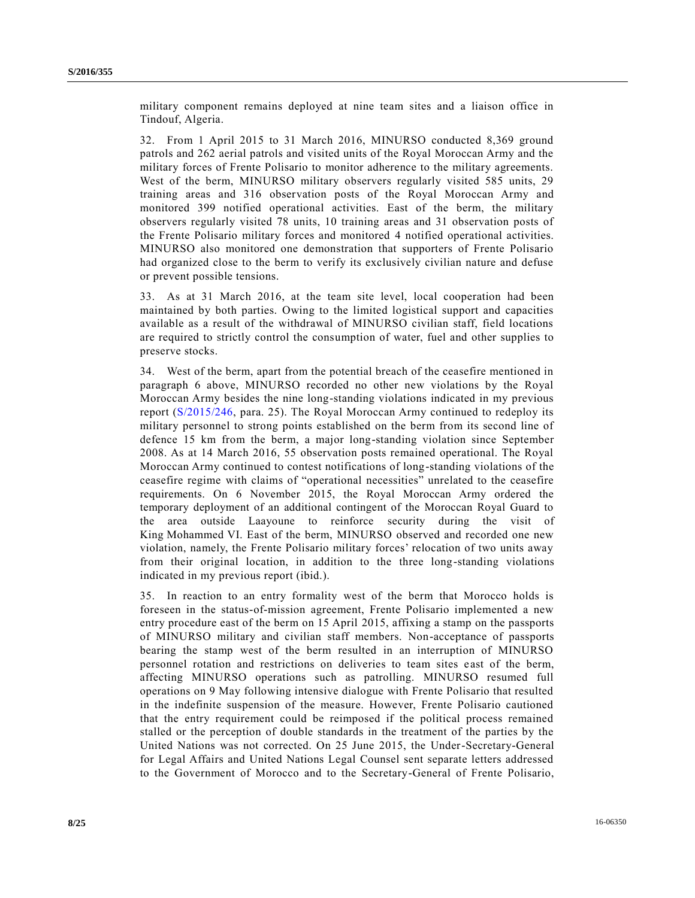military component remains deployed at nine team sites and a liaison office in Tindouf, Algeria.

32. From 1 April 2015 to 31 March 2016, MINURSO conducted 8,369 ground patrols and 262 aerial patrols and visited units of the Royal Moroccan Army and the military forces of Frente Polisario to monitor adherence to the military agreements. West of the berm, MINURSO military observers regularly visited 585 units, 29 training areas and 316 observation posts of the Royal Moroccan Army and monitored 399 notified operational activities. East of the berm, the military observers regularly visited 78 units, 10 training areas and 31 observation posts of the Frente Polisario military forces and monitored 4 notified operational activities. MINURSO also monitored one demonstration that supporters of Frente Polisario had organized close to the berm to verify its exclusively civilian nature and defuse or prevent possible tensions.

33. As at 31 March 2016, at the team site level, local cooperation had been maintained by both parties. Owing to the limited logistical support and capacities available as a result of the withdrawal of MINURSO civilian staff, field locations are required to strictly control the consumption of water, fuel and other supplies to preserve stocks.

34. West of the berm, apart from the potential breach of the ceasefire mentioned in paragraph 6 above, MINURSO recorded no other new violations by the Royal Moroccan Army besides the nine long-standing violations indicated in my previous report (S/2015/246, para. 25). The Royal Moroccan Army continued to redeploy its military personnel to strong points established on the berm from its second line of defence 15 km from the berm, a major long-standing violation since September 2008. As at 14 March 2016, 55 observation posts remained operational. The Royal Moroccan Army continued to contest notifications of long-standing violations of the ceasefire regime with claims of "operational necessities" unrelated to the ceasefire requirements. On 6 November 2015, the Royal Moroccan Army ordered the temporary deployment of an additional contingent of the Moroccan Royal Guard to the area outside Laayoune to reinforce security during the visit of King Mohammed VI. East of the berm, MINURSO observed and recorded one new violation, namely, the Frente Polisario military forces' relocation of two units away from their original location, in addition to the three long-standing violations indicated in my previous report (ibid.).

35. In reaction to an entry formality west of the berm that Morocco holds is foreseen in the status-of-mission agreement, Frente Polisario implemented a new entry procedure east of the berm on 15 April 2015, affixing a stamp on the passports of MINURSO military and civilian staff members. Non-acceptance of passports bearing the stamp west of the berm resulted in an interruption of MINURSO personnel rotation and restrictions on deliveries to team sites east of the berm, affecting MINURSO operations such as patrolling. MINURSO resumed full operations on 9 May following intensive dialogue with Frente Polisario that resulted in the indefinite suspension of the measure. However, Frente Polisario cautioned that the entry requirement could be reimposed if the political process remained stalled or the perception of double standards in the treatment of the parties by the United Nations was not corrected. On 25 June 2015, the Under-Secretary-General for Legal Affairs and United Nations Legal Counsel sent separate letters addressed to the Government of Morocco and to the Secretary-General of Frente Polisario,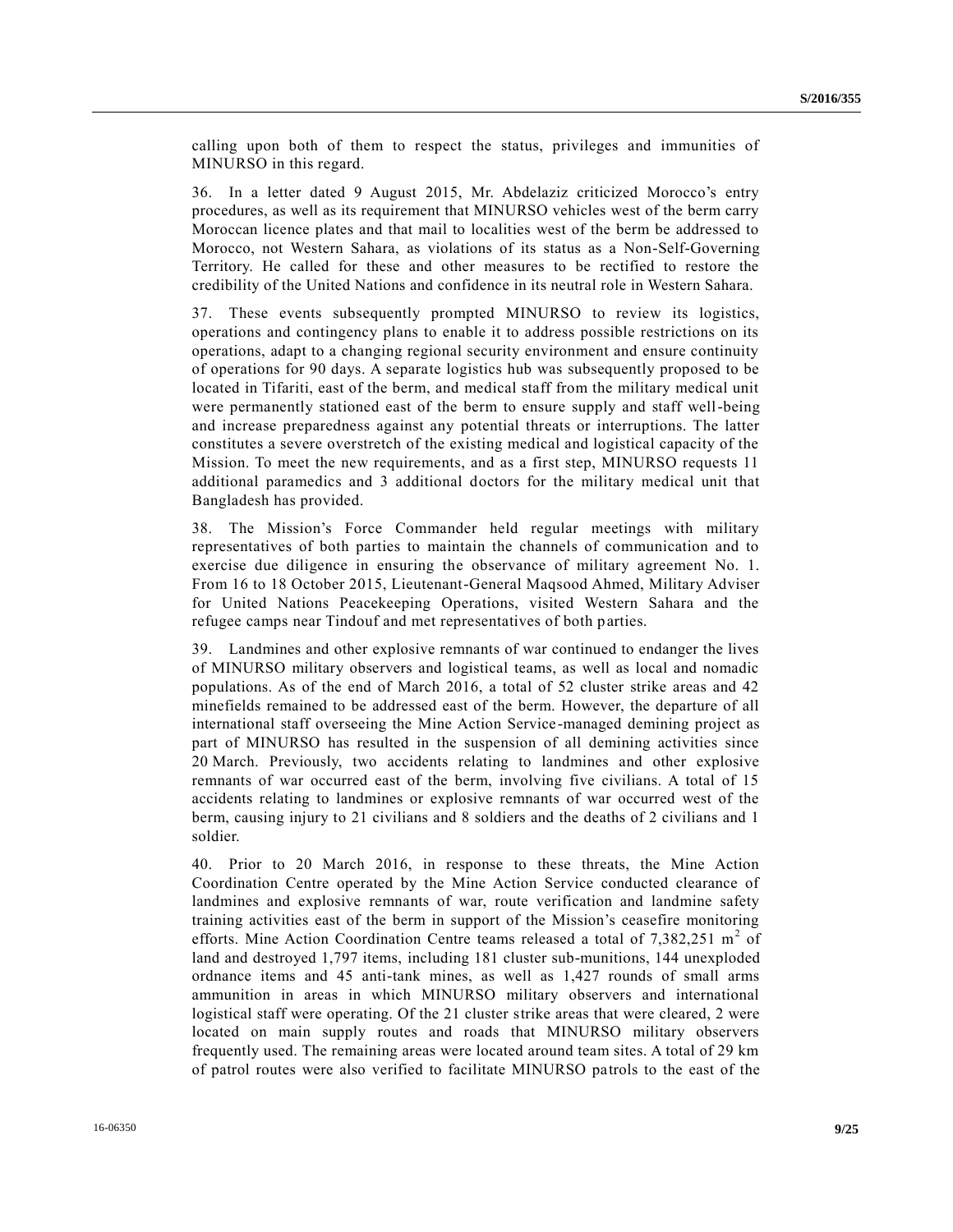calling upon both of them to respect the status, privileges and immunities of MINURSO in this regard.

36. In a letter dated 9 August 2015, Mr. Abdelaziz criticized Morocco's entry procedures, as well as its requirement that MINURSO vehicles west of the berm carry Moroccan licence plates and that mail to localities west of the berm be addressed to Morocco, not Western Sahara, as violations of its status as a Non-Self-Governing Territory. He called for these and other measures to be rectified to restore the credibility of the United Nations and confidence in its neutral role in Western Sahara.

37. These events subsequently prompted MINURSO to review its logistics, operations and contingency plans to enable it to address possible restrictions on its operations, adapt to a changing regional security environment and ensure continuity of operations for 90 days. A separate logistics hub was subsequently proposed to be located in Tifariti, east of the berm, and medical staff from the military medical unit were permanently stationed east of the berm to ensure supply and staff well-being and increase preparedness against any potential threats or interruptions. The latter constitutes a severe overstretch of the existing medical and logistical capacity of the Mission. To meet the new requirements, and as a first step, MINURSO requests 11 additional paramedics and 3 additional doctors for the military medical unit that Bangladesh has provided.

38. The Mission's Force Commander held regular meetings with military representatives of both parties to maintain the channels of communication and to exercise due diligence in ensuring the observance of military agreement No. 1. From 16 to 18 October 2015, Lieutenant-General Maqsood Ahmed, Military Adviser for United Nations Peacekeeping Operations, visited Western Sahara and the refugee camps near Tindouf and met representatives of both parties.

39. Landmines and other explosive remnants of war continued to endanger the lives of MINURSO military observers and logistical teams, as well as local and nomadic populations. As of the end of March 2016, a total of 52 cluster strike areas and 42 minefields remained to be addressed east of the berm. However, the departure of all international staff overseeing the Mine Action Service-managed demining project as part of MINURSO has resulted in the suspension of all demining activities since 20 March. Previously, two accidents relating to landmines and other explosive remnants of war occurred east of the berm, involving five civilians. A total of 15 accidents relating to landmines or explosive remnants of war occurred west of the berm, causing injury to 21 civilians and 8 soldiers and the deaths of 2 civilians and 1 soldier.

40. Prior to 20 March 2016, in response to these threats, the Mine Action Coordination Centre operated by the Mine Action Service conducted clearance of landmines and explosive remnants of war, route verification and landmine safety training activities east of the berm in support of the Mission's ceasefire monitoring efforts. Mine Action Coordination Centre teams released a total of 7,382,251 $m^2$ of land and destroyed 1,797 items, including 181 cluster sub-munitions, 144 unexploded ordnance items and 45 anti-tank mines, as well as 1,427 rounds of small arms ammunition in areas in which MINURSO military observers and international logistical staff were operating. Of the 21 cluster strike areas that were cleared, 2 were located on main supply routes and roads that MINURSO military observers frequently used. The remaining areas were located around team sites. A total of 29 km of patrol routes were also verified to facilitate MINURSO patrols to the east of the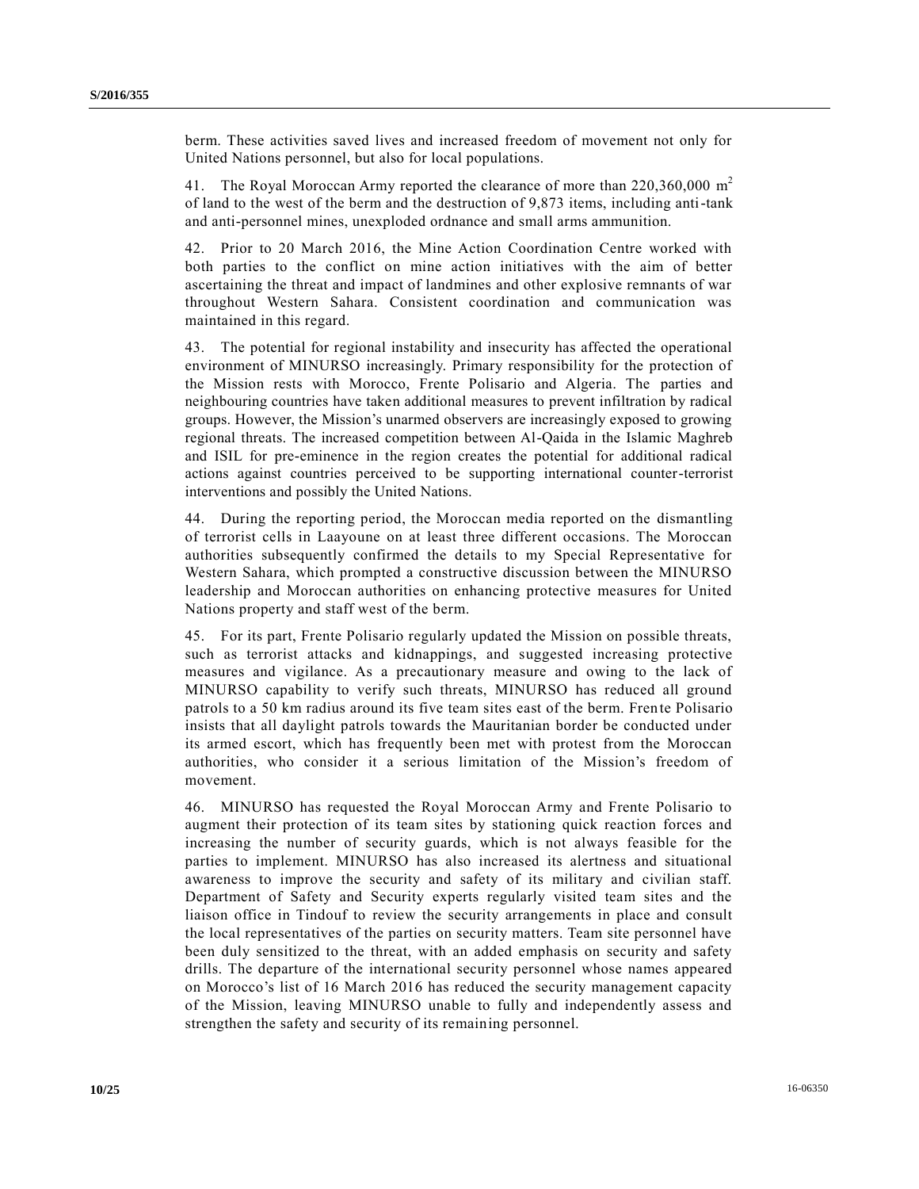berm. These activities saved lives and increased freedom of movement not only for United Nations personnel, but also for local populations.

41. The Royal Moroccan Army reported the clearance of more than 220,360,000 $m^2$ of land to the west of the berm and the destruction of 9,873 items, including anti-tank and anti-personnel mines, unexploded ordnance and small arms ammunition.

42. Prior to 20 March 2016, the Mine Action Coordination Centre worked with both parties to the conflict on mine action initiatives with the aim of better ascertaining the threat and impact of landmines and other explosive remnants of war throughout Western Sahara. Consistent coordination and communication was maintained in this regard.

43. The potential for regional instability and insecurity has affected the operational environment of MINURSO increasingly. Primary responsibility for the protection of the Mission rests with Morocco, Frente Polisario and Algeria. The parties and neighbouring countries have taken additional measures to prevent infiltration by radical groups. However, the Mission's unarmed observers are increasingly exposed to growing regional threats. The increased competition between Al-Qaida in the Islamic Maghreb and ISIL for pre-eminence in the region creates the potential for additional radical actions against countries perceived to be supporting international counter-terrorist interventions and possibly the United Nations.

44. During the reporting period, the Moroccan media reported on the dismantling of terrorist cells in Laayoune on at least three different occasions. The Moroccan authorities subsequently confirmed the details to my Special Representative for Western Sahara, which prompted a constructive discussion between the MINURSO leadership and Moroccan authorities on enhancing protective measures for United Nations property and staff west of the berm.

45. For its part, Frente Polisario regularly updated the Mission on possible threats, such as terrorist attacks and kidnappings, and suggested increasing protective measures and vigilance. As a precautionary measure and owing to the lack of MINURSO capability to verify such threats, MINURSO has reduced all ground patrols to a 50 km radius around its five team sites east of the berm. Frente Polisario insists that all daylight patrols towards the Mauritanian border be conducted under its armed escort, which has frequently been met with protest from the Moroccan authorities, who consider it a serious limitation of the Mission's freedom of movement.

46. MINURSO has requested the Royal Moroccan Army and Frente Polisario to augment their protection of its team sites by stationing quick reaction forces and increasing the number of security guards, which is not always feasible for the parties to implement. MINURSO has also increased its alertness and situational awareness to improve the security and safety of its military and civilian staff. Department of Safety and Security experts regularly visited team sites and the liaison office in Tindouf to review the security arrangements in place and consult the local representatives of the parties on security matters. Team site personnel have been duly sensitized to the threat, with an added emphasis on security and safety drills. The departure of the international security personnel whose names appeared on Morocco's list of 16 March 2016 has reduced the security management capacity of the Mission, leaving MINURSO unable to fully and independently assess and strengthen the safety and security of its remaining personnel.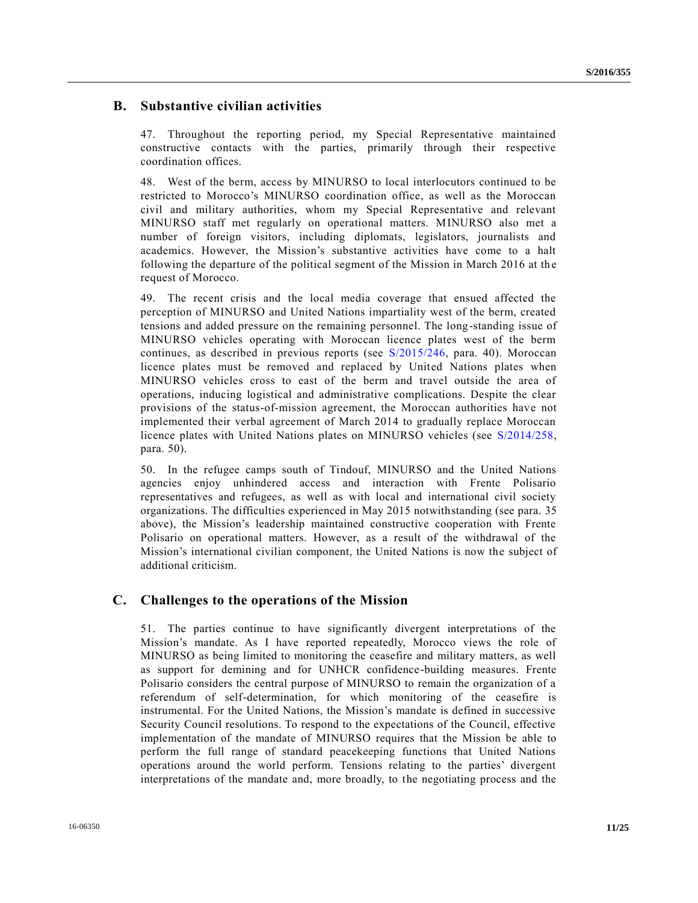## B. Substantive civilian activities

47. Throughout the reporting period, my Special Representative maintained constructive contacts with the parties, primarily through their respective coordination offices.

48. West of the berm, access by MINURSO to local interlocutors continued to be restricted to Morocco's MINURSO coordination office, as well as the Moroccan civil and military authorities, whom my Special Representative and relevant MINURSO staff met regularly on operational matters. MINURSO also met a number of foreign visitors, including diplomats, legislators, journalists and academics. However, the Mission's substantive activities have come to a halt following the departure of the political segment of the Mission in March 2016 at the request of Morocco.

49. The recent crisis and the local media coverage that ensued affected the perception of MINURSO and United Nations impartiality west of the berm, created tensions and added pressure on the remaining personnel. The long-standing issue of MINURSO vehicles operating with Moroccan licence plates west of the berm continues, as described in previous reports (see S/2015/246, para. 40). Moroccan licence plates must be removed and replaced by United Nations plates when MINURSO vehicles cross to east of the berm and travel outside the area of operations, inducing logistical and administrative complications. Despite the clear provisions of the status-of-mission agreement, the Moroccan authorities have not implemented their verbal agreement of March 2014 to gradually replace Moroccan licence plates with United Nations plates on MINURSO vehicles (see S/2014/258, para. 50).

50. In the refugee camps south of Tindouf, MINURSO and the United Nations agencies enjoy unhindered access and interaction with Frente Polisario representatives and refugees, as well as with local and international civil society organizations. The difficulties experienced in May 2015 notwithstanding (see para. 35 above), the Mission's leadership maintained constructive cooperation with Frente Polisario on operational matters. However, as a result of the withdrawal of the Mission's international civilian component, the United Nations is now the subject of additional criticism.

## C. Challenges to the operations of the Mission

51. The parties continue to have significantly divergent interpretations of the Mission's mandate. As I have reported repeatedly, Morocco views the role of MINURSO as being limited to monitoring the ceasefire and military matters, as well as support for demining and for UNHCR confidence-building measures. Frente Polisario considers the central purpose of MINURSO to remain the organization of a referendum of self-determination, for which monitoring of the ceasefire is instrumental. For the United Nations, the Mission's mandate is defined in successive Security Council resolutions. To respond to the expectations of the Council, effective implementation of the mandate of MINURSO requires that the Mission be able to perform the full range of standard peacekeeping functions that United Nations operations around the world perform. Tensions relating to the parties' divergent interpretations of the mandate and, more broadly, to the negotiating process and the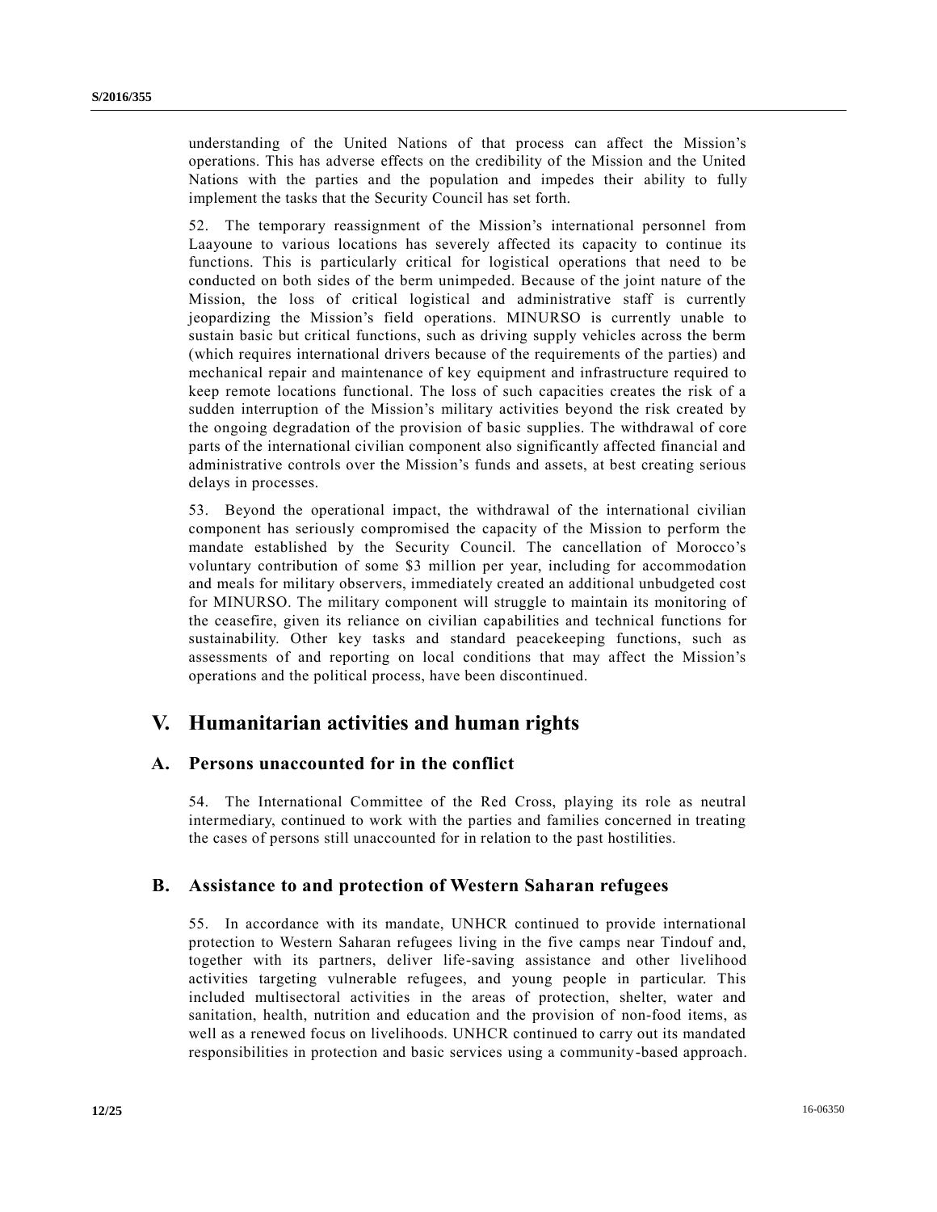understanding of the United Nations of that process can affect the Mission's operations. This has adverse effects on the credibility of the Mission and the United Nations with the parties and the population and impedes their ability to fully implement the tasks that the Security Council has set forth.

52. The temporary reassignment of the Mission's international personnel from Laayoune to various locations has severely affected its capacity to continue its functions. This is particularly critical for logistical operations that need to be conducted on both sides of the berm unimpeded. Because of the joint nature of the Mission, the loss of critical logistical and administrative staff is currently jeopardizing the Mission's field operations. MINURSO is currently unable to sustain basic but critical functions, such as driving supply vehicles across the berm (which requires international drivers because of the requirements of the parties) and mechanical repair and maintenance of key equipment and infrastructure required to keep remote locations functional. The loss of such capacities creates the risk of a sudden interruption of the Mission's military activities beyond the risk created by the ongoing degradation of the provision of basic supplies. The withdrawal of core parts of the international civilian component also significantly affected financial and administrative controls over the Mission's funds and assets, at best creating serious delays in processes.

53. Beyond the operational impact, the withdrawal of the international civilian component has seriously compromised the capacity of the Mission to perform the mandate established by the Security Council. The cancellation of Morocco's voluntary contribution of some $3 million per year, including for accommodation and meals for military observers, immediately created an additional unbudgeted cost for MINURSO. The military component will struggle to maintain its monitoring of the ceasefire, given its reliance on civilian capabilities and technical functions for sustainability. Other key tasks and standard peacekeeping functions, such as assessments of and reporting on local conditions that may affect the Mission's operations and the political process, have been discontinued.

# V. Humanitarian activities and human rights

## A. Persons unaccounted for in the conflict

54. The International Committee of the Red Cross, playing its role as neutral intermediary, continued to work with the parties and families concerned in treating the cases of persons still unaccounted for in relation to the past hostilities.

## B. Assistance to and protection of Western Saharan refugees

55. In accordance with its mandate, UNHCR continued to provide international protection to Western Saharan refugees living in the five camps near Tindouf and, together with its partners, deliver life-saving assistance and other livelihood activities targeting vulnerable refugees, and young people in particular. This included multisectoral activities in the areas of protection, shelter, water and sanitation, health, nutrition and education and the provision of non-food items, as well as a renewed focus on livelihoods. UNHCR continued to carry out its mandated responsibilities in protection and basic services using a community-based approach.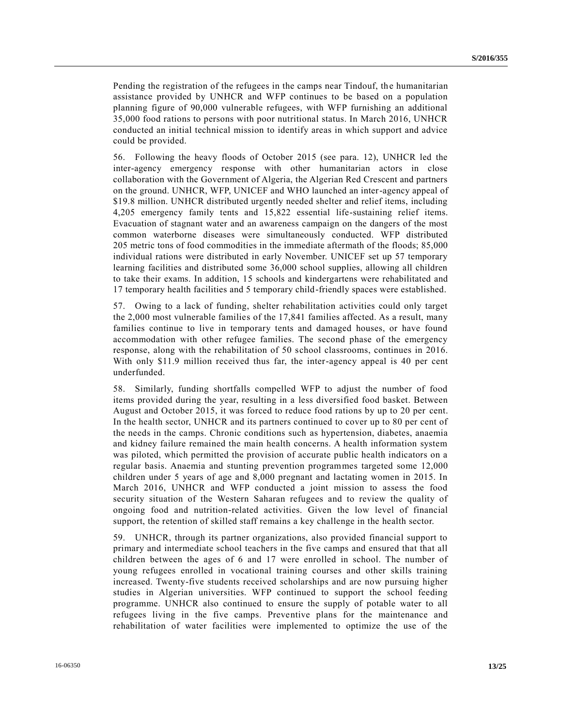Pending the registration of the refugees in the camps near Tindouf, the humanitarian assistance provided by UNHCR and WFP continues to be based on a population planning figure of 90,000 vulnerable refugees, with WFP furnishing an additional 35,000 food rations to persons with poor nutritional status. In March 2016, UNHCR conducted an initial technical mission to identify areas in which support and advice could be provided.

56. Following the heavy floods of October 2015 (see para. 12), UNHCR led the inter-agency emergency response with other humanitarian actors in close collaboration with the Government of Algeria, the Algerian Red Crescent and partners on the ground. UNHCR, WFP, UNICEF and WHO launched an inter-agency appeal of $19.8 million. UNHCR distributed urgently needed shelter and relief items, including 4,205 emergency family tents and 15,822 essential life-sustaining relief items. Evacuation of stagnant water and an awareness campaign on the dangers of the most common waterborne diseases were simultaneously conducted. WFP distributed 205 metric tons of food commodities in the immediate aftermath of the floods; 85,000 individual rations were distributed in early November. UNICEF set up 57 temporary learning facilities and distributed some 36,000 school supplies, allowing all children to take their exams. In addition, 15 schools and kindergartens were rehabilitated and 17 temporary health facilities and 5 temporary child-friendly spaces were established.

57. Owing to a lack of funding, shelter rehabilitation activities could only target the 2,000 most vulnerable families of the 17,841 families affected. As a result, many families continue to live in temporary tents and damaged houses, or have found accommodation with other refugee families. The second phase of the emergency response, along with the rehabilitation of 50 school classrooms, continues in 2016. With only $11.9 million received thus far, the inter-agency appeal is 40 per cent underfunded.

58. Similarly, funding shortfalls compelled WFP to adjust the number of food items provided during the year, resulting in a less diversified food basket. Between August and October 2015, it was forced to reduce food rations by up to 20 per cent. In the health sector, UNHCR and its partners continued to cover up to 80 per cent of the needs in the camps. Chronic conditions such as hypertension, diabetes, anaemia and kidney failure remained the main health concerns. A health information system was piloted, which permitted the provision of accurate public health indicators on a regular basis. Anaemia and stunting prevention programmes targeted some 12,000 children under 5 years of age and 8,000 pregnant and lactating women in 2015. In March 2016, UNHCR and WFP conducted a joint mission to assess the food security situation of the Western Saharan refugees and to review the quality of ongoing food and nutrition-related activities. Given the low level of financial support, the retention of skilled staff remains a key challenge in the health sector.

59. UNHCR, through its partner organizations, also provided financial support to primary and intermediate school teachers in the five camps and ensured that that all children between the ages of 6 and 17 were enrolled in school. The number of young refugees enrolled in vocational training courses and other skills training increased. Twenty-five students received scholarships and are now pursuing higher studies in Algerian universities. WFP continued to support the school feeding programme. UNHCR also continued to ensure the supply of potable water to all refugees living in the five camps. Preventive plans for the maintenance and rehabilitation of water facilities were implemented to optimize the use of the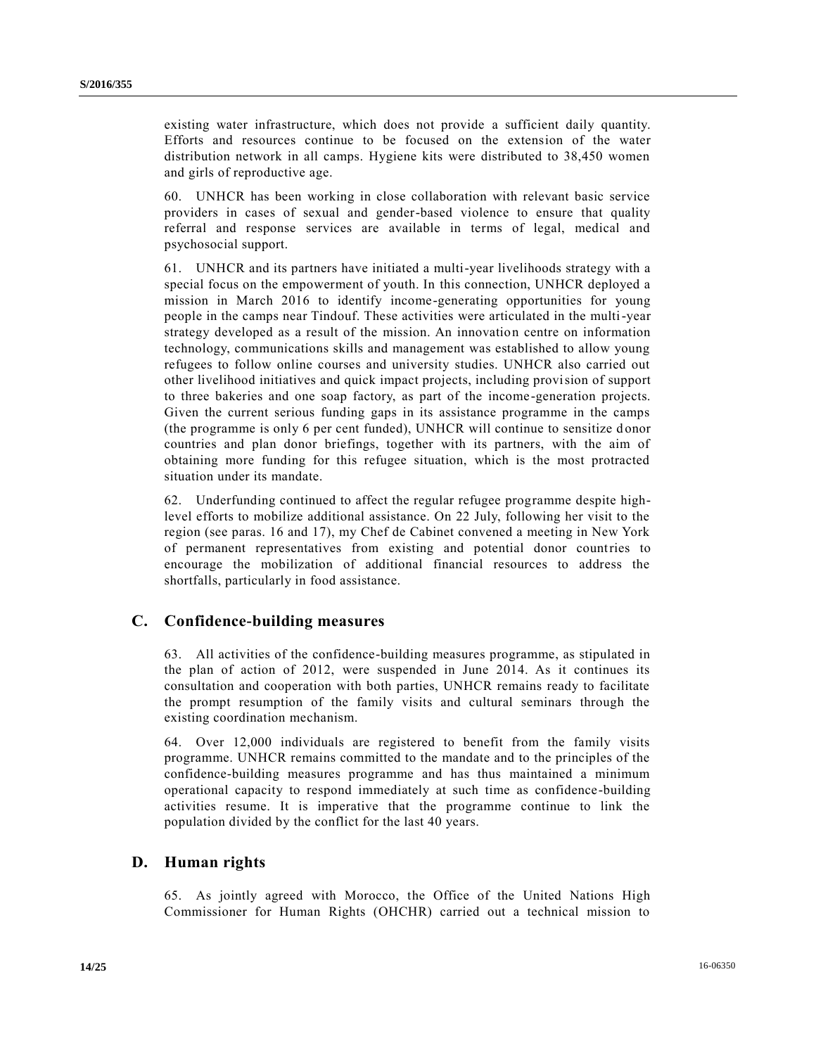existing water infrastructure, which does not provide a sufficient daily quantity. Efforts and resources continue to be focused on the extension of the water distribution network in all camps. Hygiene kits were distributed to 38,450 women and girls of reproductive age.

60. UNHCR has been working in close collaboration with relevant basic service providers in cases of sexual and gender-based violence to ensure that quality referral and response services are available in terms of legal, medical and psychosocial support.

61. UNHCR and its partners have initiated a multi-year livelihoods strategy with a special focus on the empowerment of youth. In this connection, UNHCR deployed a mission in March 2016 to identify income-generating opportunities for young people in the camps near Tindouf. These activities were articulated in the multi-year strategy developed as a result of the mission. An innovation centre on information technology, communications skills and management was established to allow young refugees to follow online courses and university studies. UNHCR also carried out other livelihood initiatives and quick impact projects, including provision of support to three bakeries and one soap factory, as part of the income-generation projects. Given the current serious funding gaps in its assistance programme in the camps (the programme is only 6 per cent funded), UNHCR will continue to sensitize donor countries and plan donor briefings, together with its partners, with the aim of obtaining more funding for this refugee situation, which is the most protracted situation under its mandate.

62. Underfunding continued to affect the regular refugee programme despite high-level efforts to mobilize additional assistance. On 22 July, following her visit to the region (see paras. 16 and 17), my Chef de Cabinet convened a meeting in New York of permanent representatives from existing and potential donor countries to encourage the mobilization of additional financial resources to address the shortfalls, particularly in food assistance.

## C. Confidence-building measures

63. All activities of the confidence-building measures programme, as stipulated in the plan of action of 2012, were suspended in June 2014. As it continues its consultation and cooperation with both parties, UNHCR remains ready to facilitate the prompt resumption of the family visits and cultural seminars through the existing coordination mechanism.

64. Over 12,000 individuals are registered to benefit from the family visits programme. UNHCR remains committed to the mandate and to the principles of the confidence-building measures programme and has thus maintained a minimum operational capacity to respond immediately at such time as confidence-building activities resume. It is imperative that the programme continue to link the population divided by the conflict for the last 40 years.

## D. Human rights

65. As jointly agreed with Morocco, the Office of the United Nations High Commissioner for Human Rights (OHCHR) carried out a technical mission to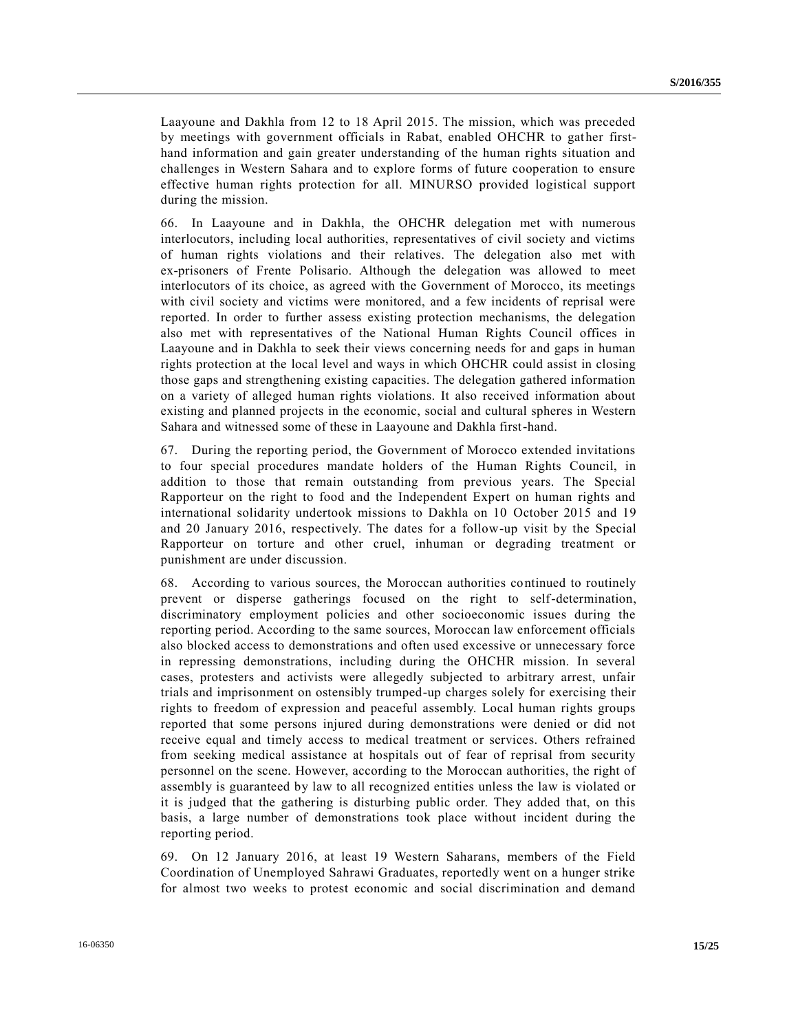Laayoune and Dakhla from 12 to 18 April 2015. The mission, which was preceded by meetings with government officials in Rabat, enabled OHCHR to gather first-hand information and gain greater understanding of the human rights situation and challenges in Western Sahara and to explore forms of future cooperation to ensure effective human rights protection for all. MINURSO provided logistical support during the mission.

66. In Laayoune and in Dakhla, the OHCHR delegation met with numerous interlocutors, including local authorities, representatives of civil society and victims of human rights violations and their relatives. The delegation also met with ex-prisoners of Frente Polisario. Although the delegation was allowed to meet interlocutors of its choice, as agreed with the Government of Morocco, its meetings with civil society and victims were monitored, and a few incidents of reprisal were reported. In order to further assess existing protection mechanisms, the delegation also met with representatives of the National Human Rights Council offices in Laayoune and in Dakhla to seek their views concerning needs for and gaps in human rights protection at the local level and ways in which OHCHR could assist in closing those gaps and strengthening existing capacities. The delegation gathered information on a variety of alleged human rights violations. It also received information about existing and planned projects in the economic, social and cultural spheres in Western Sahara and witnessed some of these in Laayoune and Dakhla first-hand.

67. During the reporting period, the Government of Morocco extended invitations to four special procedures mandate holders of the Human Rights Council, in addition to those that remain outstanding from previous years. The Special Rapporteur on the right to food and the Independent Expert on human rights and international solidarity undertook missions to Dakhla on 10 October 2015 and 19 and 20 January 2016, respectively. The dates for a follow-up visit by the Special Rapporteur on torture and other cruel, inhuman or degrading treatment or punishment are under discussion.

68. According to various sources, the Moroccan authorities continued to routinely prevent or disperse gatherings focused on the right to self-determination, discriminatory employment policies and other socioeconomic issues during the reporting period. According to the same sources, Moroccan law enforcement officials also blocked access to demonstrations and often used excessive or unnecessary force in repressing demonstrations, including during the OHCHR mission. In several cases, protesters and activists were allegedly subjected to arbitrary arrest, unfair trials and imprisonment on ostensibly trumped-up charges solely for exercising their rights to freedom of expression and peaceful assembly. Local human rights groups reported that some persons injured during demonstrations were denied or did not receive equal and timely access to medical treatment or services. Others refrained from seeking medical assistance at hospitals out of fear of reprisal from security personnel on the scene. However, according to the Moroccan authorities, the right of assembly is guaranteed by law to all recognized entities unless the law is violated or it is judged that the gathering is disturbing public order. They added that, on this basis, a large number of demonstrations took place without incident during the reporting period.

69. On 12 January 2016, at least 19 Western Saharans, members of the Field Coordination of Unemployed Sahrawi Graduates, reportedly went on a hunger strike for almost two weeks to protest economic and social discrimination and demand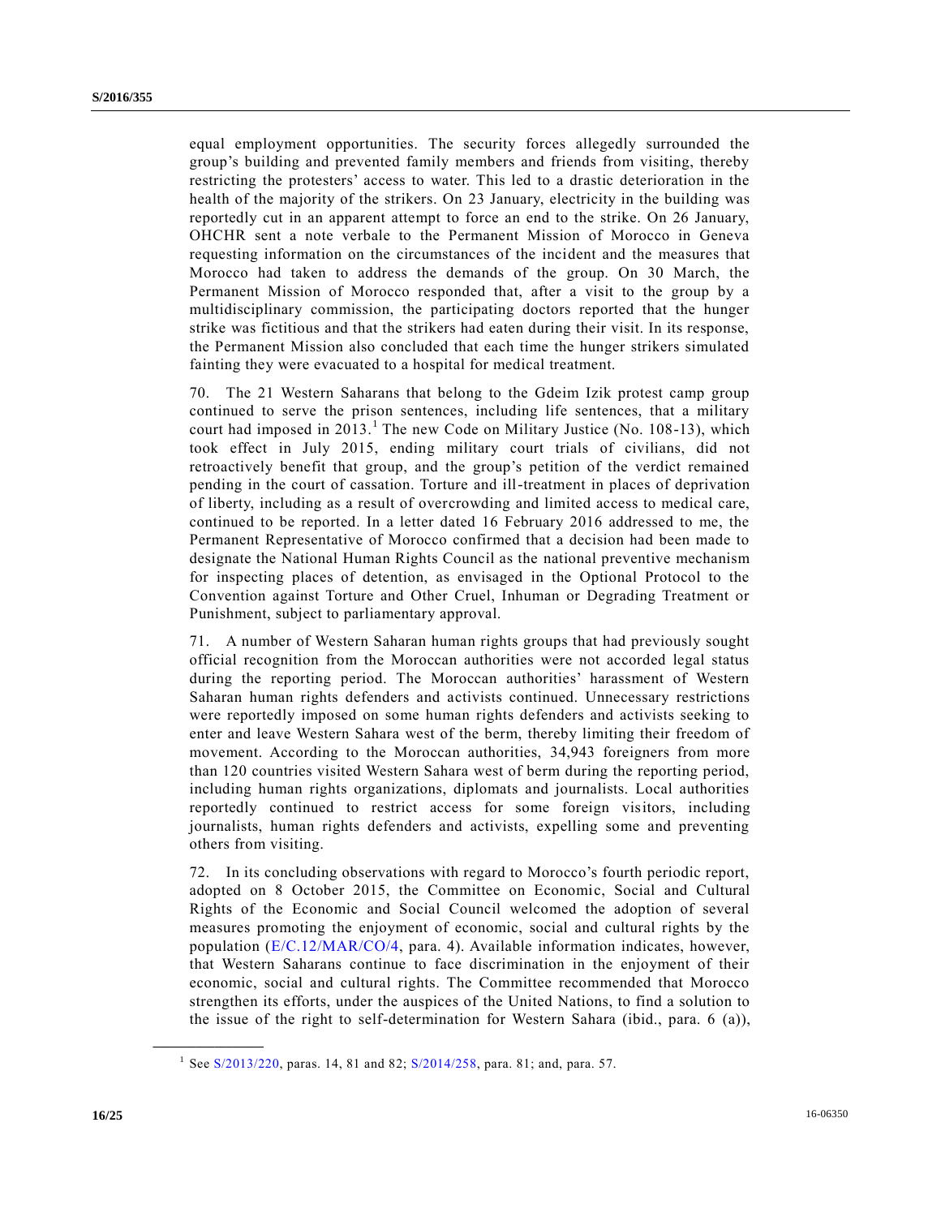equal employment opportunities. The security forces allegedly surrounded the group's building and prevented family members and friends from visiting, thereby restricting the protesters' access to water. This led to a drastic deterioration in the health of the majority of the strikers. On 23 January, electricity in the building was reportedly cut in an apparent attempt to force an end to the strike. On 26 January, OHCHR sent a note verbale to the Permanent Mission of Morocco in Geneva requesting information on the circumstances of the incident and the measures that Morocco had taken to address the demands of the group. On 30 March, the Permanent Mission of Morocco responded that, after a visit to the group by a multidisciplinary commission, the participating doctors reported that the hunger strike was fictitious and that the strikers had eaten during their visit. In its response, the Permanent Mission also concluded that each time the hunger strikers simulated fainting they were evacuated to a hospital for medical treatment.

70. The 21 Western Saharans that belong to the Gdeim Izik protest camp group continued to serve the prison sentences, including life sentences, that a military court had imposed in 2013.[1] The new Code on Military Justice (No. 108-13), which took effect in July 2015, ending military court trials of civilians, did not retroactively benefit that group, and the group's petition of the verdict remained pending in the court of cassation. Torture and ill-treatment in places of deprivation of liberty, including as a result of overcrowding and limited access to medical care, continued to be reported. In a letter dated 16 February 2016 addressed to me, the Permanent Representative of Morocco confirmed that a decision had been made to designate the National Human Rights Council as the national preventive mechanism for inspecting places of detention, as envisaged in the Optional Protocol to the Convention against Torture and Other Cruel, Inhuman or Degrading Treatment or Punishment, subject to parliamentary approval.

71. A number of Western Saharan human rights groups that had previously sought official recognition from the Moroccan authorities were not accorded legal status during the reporting period. The Moroccan authorities' harassment of Western Saharan human rights defenders and activists continued. Unnecessary restrictions were reportedly imposed on some human rights defenders and activists seeking to enter and leave Western Sahara west of the berm, thereby limiting their freedom of movement. According to the Moroccan authorities, 34,943 foreigners from more than 120 countries visited Western Sahara west of berm during the reporting period, including human rights organizations, diplomats and journalists. Local authorities reportedly continued to restrict access for some foreign visitors, including journalists, human rights defenders and activists, expelling some and preventing others from visiting.

72. In its concluding observations with regard to Morocco's fourth periodic report, adopted on 8 October 2015, the Committee on Economic, Social and Cultural Rights of the Economic and Social Council welcomed the adoption of several measures promoting the enjoyment of economic, social and cultural rights by the population (E/C.12/MAR/CO/4, para. 4). Available information indicates, however, that Western Saharans continue to face discrimination in the enjoyment of their economic, social and cultural rights. The Committee recommended that Morocco strengthen its efforts, under the auspices of the United Nations, to find a solution to the issue of the right to self-determination for Western Sahara (ibid., para. 6 (a)),

---

[1] See S/2013/220, paras. 14, 81 and 82; S/2014/258, para. 81; and, para. 57.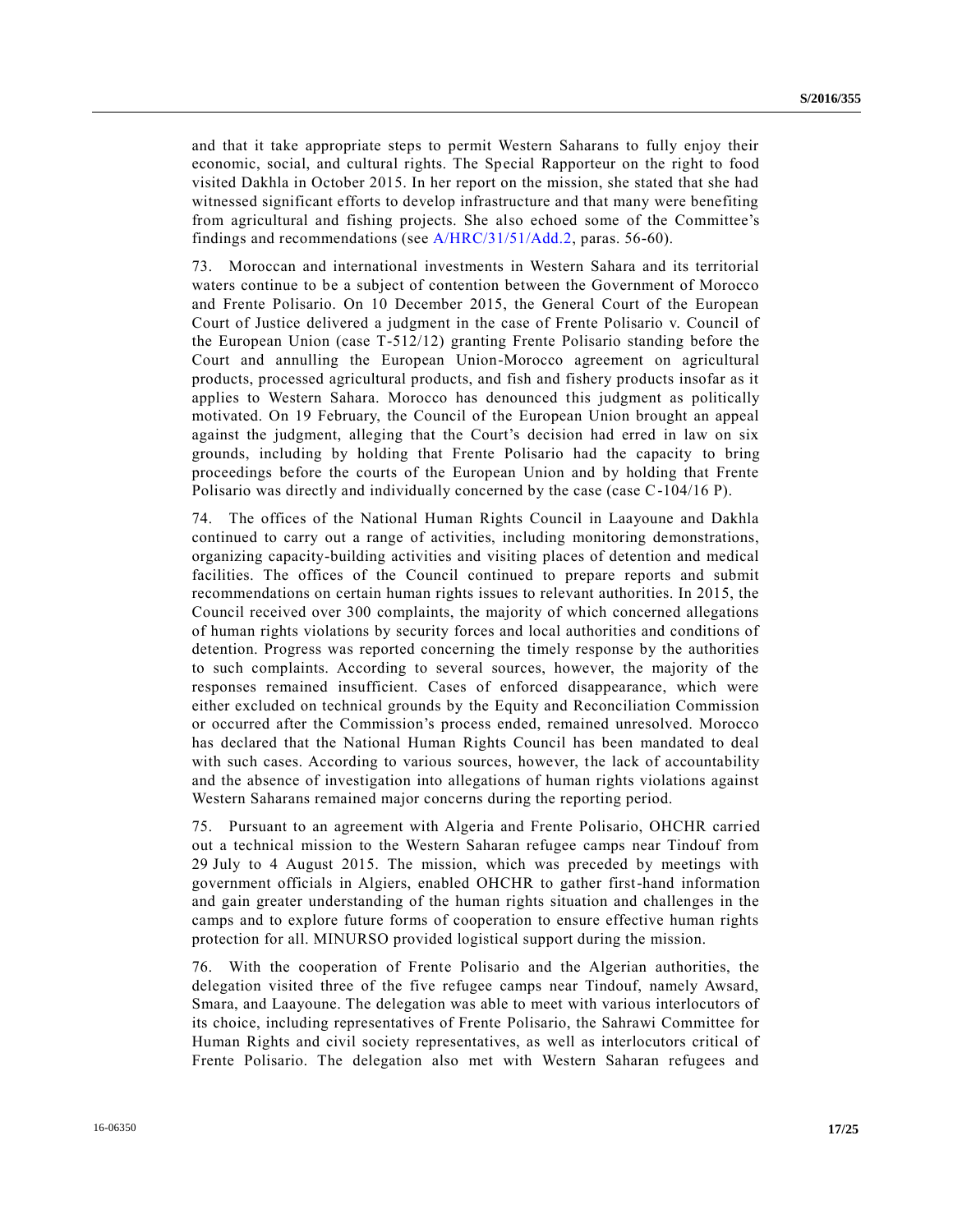and that it take appropriate steps to permit Western Saharans to fully enjoy their economic, social, and cultural rights. The Special Rapporteur on the right to food visited Dakhla in October 2015. In her report on the mission, she stated that she had witnessed significant efforts to develop infrastructure and that many were benefiting from agricultural and fishing projects. She also echoed some of the Committee's findings and recommendations (see A/HRC/31/51/Add.2, paras. 56-60).

73. Moroccan and international investments in Western Sahara and its territorial waters continue to be a subject of contention between the Government of Morocco and Frente Polisario. On 10 December 2015, the General Court of the European Court of Justice delivered a judgment in the case of Frente Polisario v. Council of the European Union (case T-512/12) granting Frente Polisario standing before the Court and annulling the European Union-Morocco agreement on agricultural products, processed agricultural products, and fish and fishery products insofar as it applies to Western Sahara. Morocco has denounced this judgment as politically motivated. On 19 February, the Council of the European Union brought an appeal against the judgment, alleging that the Court's decision had erred in law on six grounds, including by holding that Frente Polisario had the capacity to bring proceedings before the courts of the European Union and by holding that Frente Polisario was directly and individually concerned by the case (case C-104/16 P).

74. The offices of the National Human Rights Council in Laayoune and Dakhla continued to carry out a range of activities, including monitoring demonstrations, organizing capacity-building activities and visiting places of detention and medical facilities. The offices of the Council continued to prepare reports and submit recommendations on certain human rights issues to relevant authorities. In 2015, the Council received over 300 complaints, the majority of which concerned allegations of human rights violations by security forces and local authorities and conditions of detention. Progress was reported concerning the timely response by the authorities to such complaints. According to several sources, however, the majority of the responses remained insufficient. Cases of enforced disappearance, which were either excluded on technical grounds by the Equity and Reconciliation Commission or occurred after the Commission's process ended, remained unresolved. Morocco has declared that the National Human Rights Council has been mandated to deal with such cases. According to various sources, however, the lack of accountability and the absence of investigation into allegations of human rights violations against Western Saharans remained major concerns during the reporting period.

75. Pursuant to an agreement with Algeria and Frente Polisario, OHCHR carried out a technical mission to the Western Saharan refugee camps near Tindouf from 29 July to 4 August 2015. The mission, which was preceded by meetings with government officials in Algiers, enabled OHCHR to gather first-hand information and gain greater understanding of the human rights situation and challenges in the camps and to explore future forms of cooperation to ensure effective human rights protection for all. MINURSO provided logistical support during the mission.

76. With the cooperation of Frente Polisario and the Algerian authorities, the delegation visited three of the five refugee camps near Tindouf, namely Awsard, Smara, and Laayoune. The delegation was able to meet with various interlocutors of its choice, including representatives of Frente Polisario, the Sahrawi Committee for Human Rights and civil society representatives, as well as interlocutors critical of Frente Polisario. The delegation also met with Western Saharan refugees and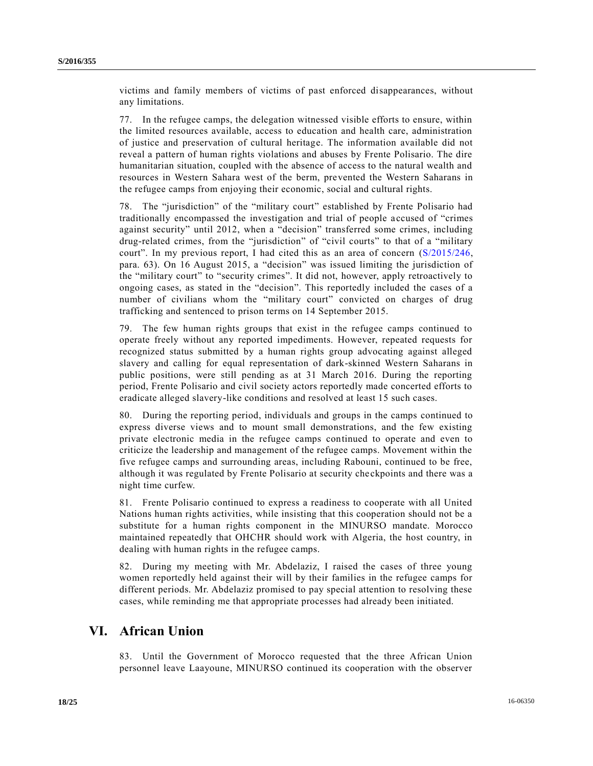victims and family members of victims of past enforced disappearances, without any limitations.

77. In the refugee camps, the delegation witnessed visible efforts to ensure, within the limited resources available, access to education and health care, administration of justice and preservation of cultural heritage. The information available did not reveal a pattern of human rights violations and abuses by Frente Polisario. The dire humanitarian situation, coupled with the absence of access to the natural wealth and resources in Western Sahara west of the berm, prevented the Western Saharans in the refugee camps from enjoying their economic, social and cultural rights.

78. The "jurisdiction" of the "military court" established by Frente Polisario had traditionally encompassed the investigation and trial of people accused of "crimes against security" until 2012, when a "decision" transferred some crimes, including drug-related crimes, from the "jurisdiction" of "civil courts" to that of a "military court". In my previous report, I had cited this as an area of concern (S/2015/246, para. 63). On 16 August 2015, a "decision" was issued limiting the jurisdiction of the "military court" to "security crimes". It did not, however, apply retroactively to ongoing cases, as stated in the "decision". This reportedly included the cases of a number of civilians whom the "military court" convicted on charges of drug trafficking and sentenced to prison terms on 14 September 2015.

79. The few human rights groups that exist in the refugee camps continued to operate freely without any reported impediments. However, repeated requests for recognized status submitted by a human rights group advocating against alleged slavery and calling for equal representation of dark-skinned Western Saharans in public positions, were still pending as at 31 March 2016. During the reporting period, Frente Polisario and civil society actors reportedly made concerted efforts to eradicate alleged slavery-like conditions and resolved at least 15 such cases.

80. During the reporting period, individuals and groups in the camps continued to express diverse views and to mount small demonstrations, and the few existing private electronic media in the refugee camps continued to operate and even to criticize the leadership and management of the refugee camps. Movement within the five refugee camps and surrounding areas, including Rabouni, continued to be free, although it was regulated by Frente Polisario at security checkpoints and there was a night time curfew.

81. Frente Polisario continued to express a readiness to cooperate with all United Nations human rights activities, while insisting that this cooperation should not be a substitute for a human rights component in the MINURSO mandate. Morocco maintained repeatedly that OHCHR should work with Algeria, the host country, in dealing with human rights in the refugee camps.

82. During my meeting with Mr. Abdelaziz, I raised the cases of three young women reportedly held against their will by their families in the refugee camps for different periods. Mr. Abdelaziz promised to pay special attention to resolving these cases, while reminding me that appropriate processes had already been initiated.

## VI. African Union

83. Until the Government of Morocco requested that the three African Union personnel leave Laayoune, MINURSO continued its cooperation with the observer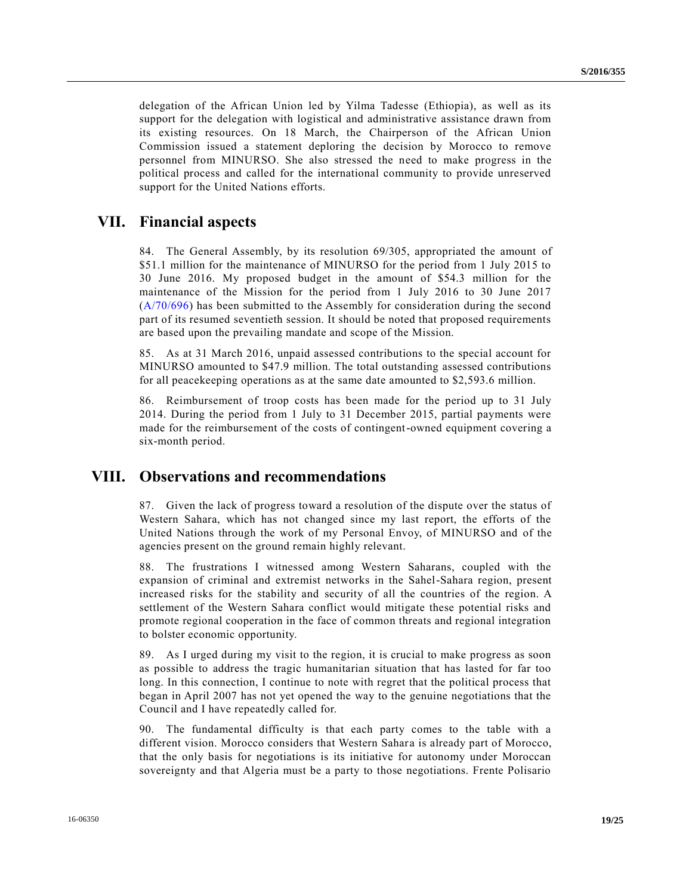delegation of the African Union led by Yilma Tadesse (Ethiopia), as well as its support for the delegation with logistical and administrative assistance drawn from its existing resources. On 18 March, the Chairperson of the African Union Commission issued a statement deploring the decision by Morocco to remove personnel from MINURSO. She also stressed the need to make progress in the political process and called for the international community to provide unreserved support for the United Nations efforts.

## VII. Financial aspects

84. The General Assembly, by its resolution 69/305, appropriated the amount of $51.1 million for the maintenance of MINURSO for the period from 1 July 2015 to 30 June 2016. My proposed budget in the amount of $54.3 million for the maintenance of the Mission for the period from 1 July 2016 to 30 June 2017 (A/70/696) has been submitted to the Assembly for consideration during the second part of its resumed seventieth session. It should be noted that proposed requirements are based upon the prevailing mandate and scope of the Mission.

85. As at 31 March 2016, unpaid assessed contributions to the special account for MINURSO amounted to $47.9 million. The total outstanding assessed contributions for all peacekeeping operations as at the same date amounted to $2,593.6 million.

86. Reimbursement of troop costs has been made for the period up to 31 July 2014. During the period from 1 July to 31 December 2015, partial payments were made for the reimbursement of the costs of contingent-owned equipment covering a six-month period.

## VIII. Observations and recommendations

87. Given the lack of progress toward a resolution of the dispute over the status of Western Sahara, which has not changed since my last report, the efforts of the United Nations through the work of my Personal Envoy, of MINURSO and of the agencies present on the ground remain highly relevant.

88. The frustrations I witnessed among Western Saharans, coupled with the expansion of criminal and extremist networks in the Sahel-Sahara region, present increased risks for the stability and security of all the countries of the region. A settlement of the Western Sahara conflict would mitigate these potential risks and promote regional cooperation in the face of common threats and regional integration to bolster economic opportunity.

89. As I urged during my visit to the region, it is crucial to make progress as soon as possible to address the tragic humanitarian situation that has lasted for far too long. In this connection, I continue to note with regret that the political process that began in April 2007 has not yet opened the way to the genuine negotiations that the Council and I have repeatedly called for.

90. The fundamental difficulty is that each party comes to the table with a different vision. Morocco considers that Western Sahara is already part of Morocco, that the only basis for negotiations is its initiative for autonomy under Moroccan sovereignty and that Algeria must be a party to those negotiations. Frente Polisario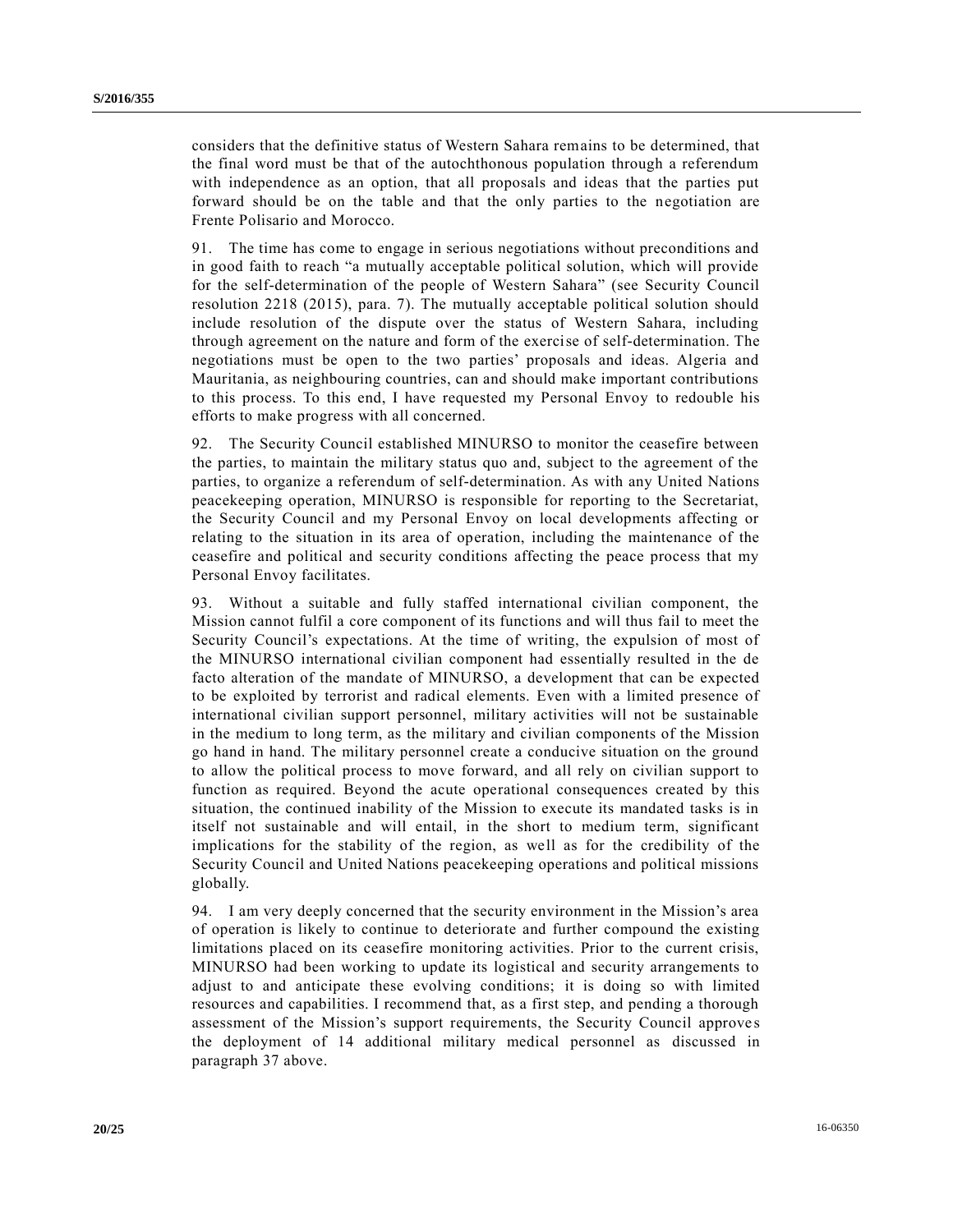considers that the definitive status of Western Sahara remains to be determined, that the final word must be that of the autochthonous population through a referendum with independence as an option, that all proposals and ideas that the parties put forward should be on the table and that the only parties to the negotiation are Frente Polisario and Morocco.

91. The time has come to engage in serious negotiations without preconditions and in good faith to reach "a mutually acceptable political solution, which will provide for the self-determination of the people of Western Sahara" (see Security Council resolution 2218 (2015), para. 7). The mutually acceptable political solution should include resolution of the dispute over the status of Western Sahara, including through agreement on the nature and form of the exercise of self-determination. The negotiations must be open to the two parties' proposals and ideas. Algeria and Mauritania, as neighbouring countries, can and should make important contributions to this process. To this end, I have requested my Personal Envoy to redouble his efforts to make progress with all concerned.

92. The Security Council established MINURSO to monitor the ceasefire between the parties, to maintain the military status quo and, subject to the agreement of the parties, to organize a referendum of self-determination. As with any United Nations peacekeeping operation, MINURSO is responsible for reporting to the Secretariat, the Security Council and my Personal Envoy on local developments affecting or relating to the situation in its area of operation, including the maintenance of the ceasefire and political and security conditions affecting the peace process that my Personal Envoy facilitates.

93. Without a suitable and fully staffed international civilian component, the Mission cannot fulfil a core component of its functions and will thus fail to meet the Security Council's expectations. At the time of writing, the expulsion of most of the MINURSO international civilian component had essentially resulted in the de facto alteration of the mandate of MINURSO, a development that can be expected to be exploited by terrorist and radical elements. Even with a limited presence of international civilian support personnel, military activities will not be sustainable in the medium to long term, as the military and civilian components of the Mission go hand in hand. The military personnel create a conducive situation on the ground to allow the political process to move forward, and all rely on civilian support to function as required. Beyond the acute operational consequences created by this situation, the continued inability of the Mission to execute its mandated tasks is in itself not sustainable and will entail, in the short to medium term, significant implications for the stability of the region, as well as for the credibility of the Security Council and United Nations peacekeeping operations and political missions globally.

94. I am very deeply concerned that the security environment in the Mission's area of operation is likely to continue to deteriorate and further compound the existing limitations placed on its ceasefire monitoring activities. Prior to the current crisis, MINURSO had been working to update its logistical and security arrangements to adjust to and anticipate these evolving conditions; it is doing so with limited resources and capabilities. I recommend that, as a first step, and pending a thorough assessment of the Mission's support requirements, the Security Council approves the deployment of 14 additional military medical personnel as discussed in paragraph 37 above.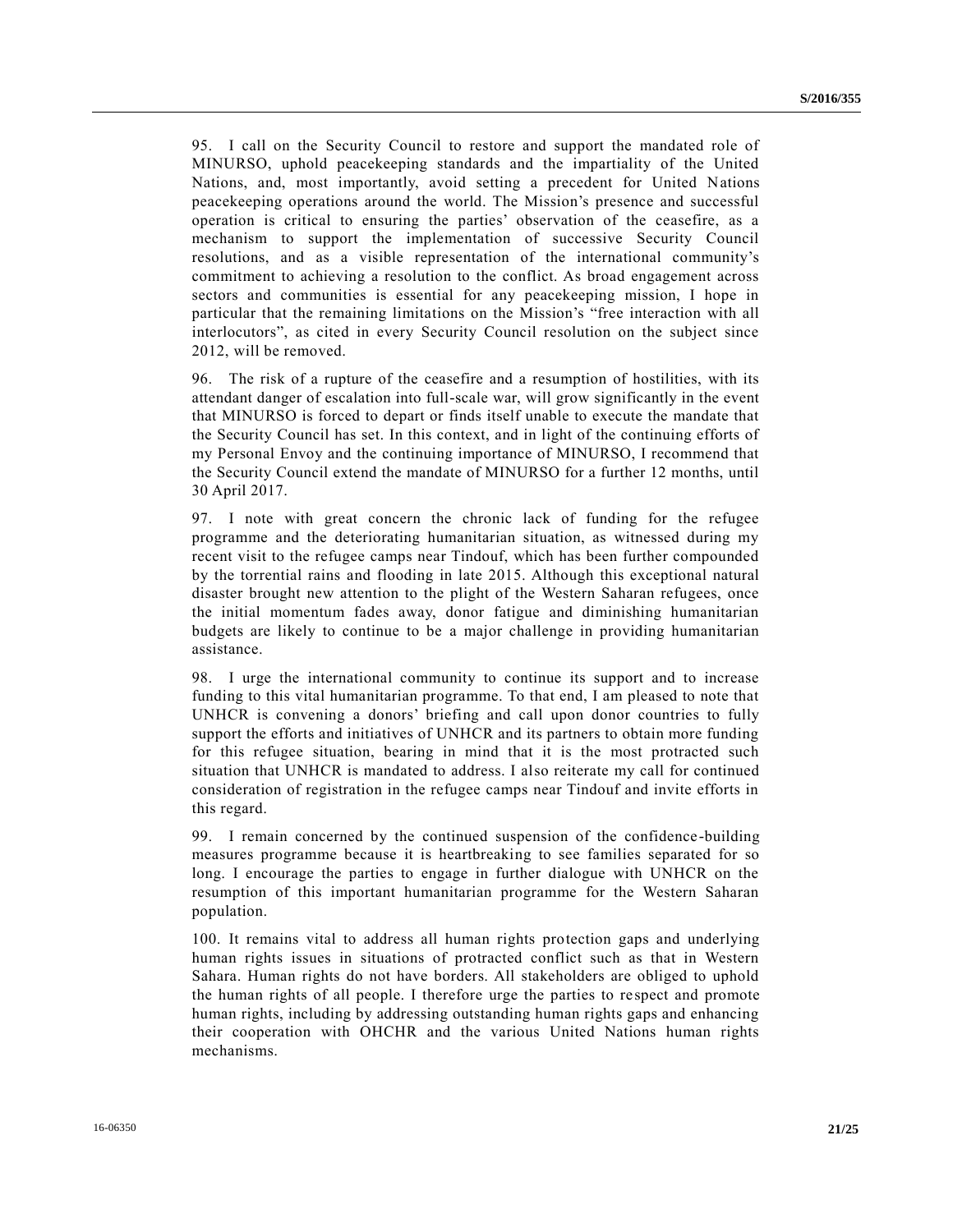95. I call on the Security Council to restore and support the mandated role of MINURSO, uphold peacekeeping standards and the impartiality of the United Nations, and, most importantly, avoid setting a precedent for United Nations peacekeeping operations around the world. The Mission's presence and successful operation is critical to ensuring the parties' observation of the ceasefire, as a mechanism to support the implementation of successive Security Council resolutions, and as a visible representation of the international community's commitment to achieving a resolution to the conflict. As broad engagement across sectors and communities is essential for any peacekeeping mission, I hope in particular that the remaining limitations on the Mission's "free interaction with all interlocutors", as cited in every Security Council resolution on the subject since 2012, will be removed.

96. The risk of a rupture of the ceasefire and a resumption of hostilities, with its attendant danger of escalation into full-scale war, will grow significantly in the event that MINURSO is forced to depart or finds itself unable to execute the mandate that the Security Council has set. In this context, and in light of the continuing efforts of my Personal Envoy and the continuing importance of MINURSO, I recommend that the Security Council extend the mandate of MINURSO for a further 12 months, until 30 April 2017.

97. I note with great concern the chronic lack of funding for the refugee programme and the deteriorating humanitarian situation, as witnessed during my recent visit to the refugee camps near Tindouf, which has been further compounded by the torrential rains and flooding in late 2015. Although this exceptional natural disaster brought new attention to the plight of the Western Saharan refugees, once the initial momentum fades away, donor fatigue and diminishing humanitarian budgets are likely to continue to be a major challenge in providing humanitarian assistance.

98. I urge the international community to continue its support and to increase funding to this vital humanitarian programme. To that end, I am pleased to note that UNHCR is convening a donors' briefing and call upon donor countries to fully support the efforts and initiatives of UNHCR and its partners to obtain more funding for this refugee situation, bearing in mind that it is the most protracted such situation that UNHCR is mandated to address. I also reiterate my call for continued consideration of registration in the refugee camps near Tindouf and invite efforts in this regard.

99. I remain concerned by the continued suspension of the confidence-building measures programme because it is heartbreaking to see families separated for so long. I encourage the parties to engage in further dialogue with UNHCR on the resumption of this important humanitarian programme for the Western Saharan population.

100. It remains vital to address all human rights protection gaps and underlying human rights issues in situations of protracted conflict such as that in Western Sahara. Human rights do not have borders. All stakeholders are obliged to uphold the human rights of all people. I therefore urge the parties to respect and promote human rights, including by addressing outstanding human rights gaps and enhancing their cooperation with OHCHR and the various United Nations human rights mechanisms.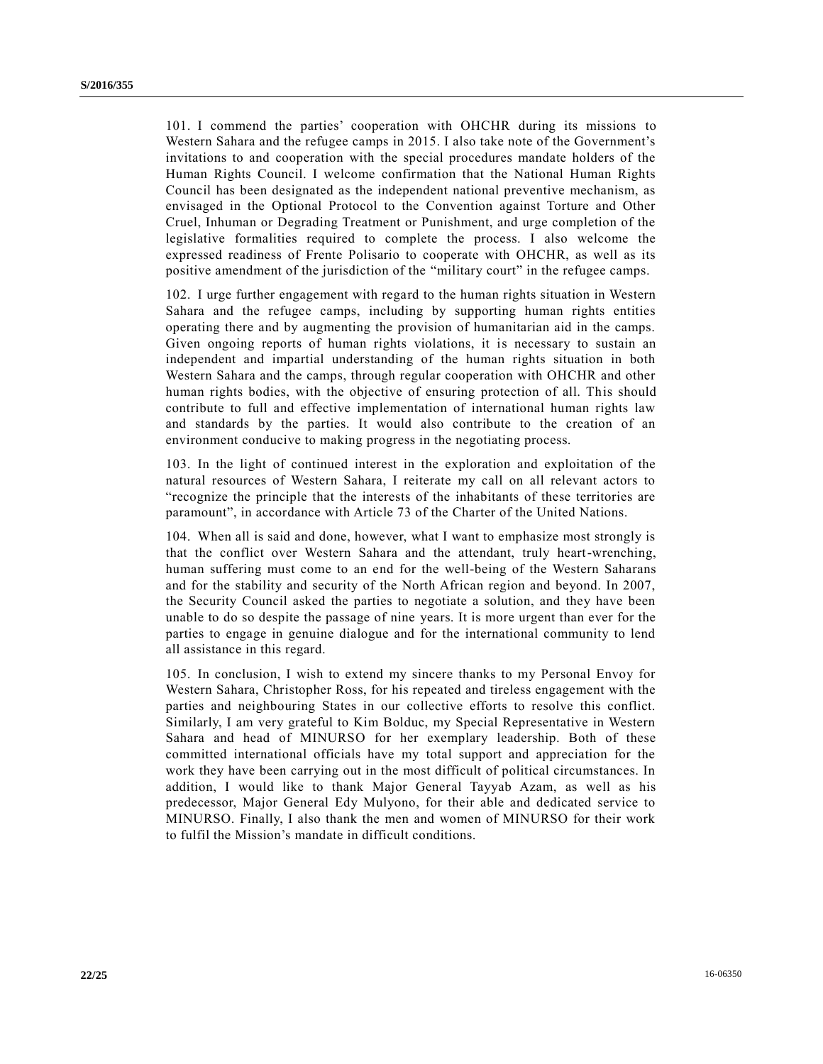101. I commend the parties' cooperation with OHCHR during its missions to Western Sahara and the refugee camps in 2015. I also take note of the Government's invitations to and cooperation with the special procedures mandate holders of the Human Rights Council. I welcome confirmation that the National Human Rights Council has been designated as the independent national preventive mechanism, as envisaged in the Optional Protocol to the Convention against Torture and Other Cruel, Inhuman or Degrading Treatment or Punishment, and urge completion of the legislative formalities required to complete the process. I also welcome the expressed readiness of Frente Polisario to cooperate with OHCHR, as well as its positive amendment of the jurisdiction of the "military court" in the refugee camps.

102. I urge further engagement with regard to the human rights situation in Western Sahara and the refugee camps, including by supporting human rights entities operating there and by augmenting the provision of humanitarian aid in the camps. Given ongoing reports of human rights violations, it is necessary to sustain an independent and impartial understanding of the human rights situation in both Western Sahara and the camps, through regular cooperation with OHCHR and other human rights bodies, with the objective of ensuring protection of all. This should contribute to full and effective implementation of international human rights law and standards by the parties. It would also contribute to the creation of an environment conducive to making progress in the negotiating process.

103. In the light of continued interest in the exploration and exploitation of the natural resources of Western Sahara, I reiterate my call on all relevant actors to "recognize the principle that the interests of the inhabitants of these territories are paramount", in accordance with Article 73 of the Charter of the United Nations.

104. When all is said and done, however, what I want to emphasize most strongly is that the conflict over Western Sahara and the attendant, truly heart-wrenching, human suffering must come to an end for the well-being of the Western Saharans and for the stability and security of the North African region and beyond. In 2007, the Security Council asked the parties to negotiate a solution, and they have been unable to do so despite the passage of nine years. It is more urgent than ever for the parties to engage in genuine dialogue and for the international community to lend all assistance in this regard.

105. In conclusion, I wish to extend my sincere thanks to my Personal Envoy for Western Sahara, Christopher Ross, for his repeated and tireless engagement with the parties and neighbouring States in our collective efforts to resolve this conflict. Similarly, I am very grateful to Kim Bolduc, my Special Representative in Western Sahara and head of MINURSO for her exemplary leadership. Both of these committed international officials have my total support and appreciation for the work they have been carrying out in the most difficult of political circumstances. In addition, I would like to thank Major General Tayyab Azam, as well as his predecessor, Major General Edy Mulyono, for their able and dedicated service to MINURSO. Finally, I also thank the men and women of MINURSO for their work to fulfil the Mission's mandate in difficult conditions.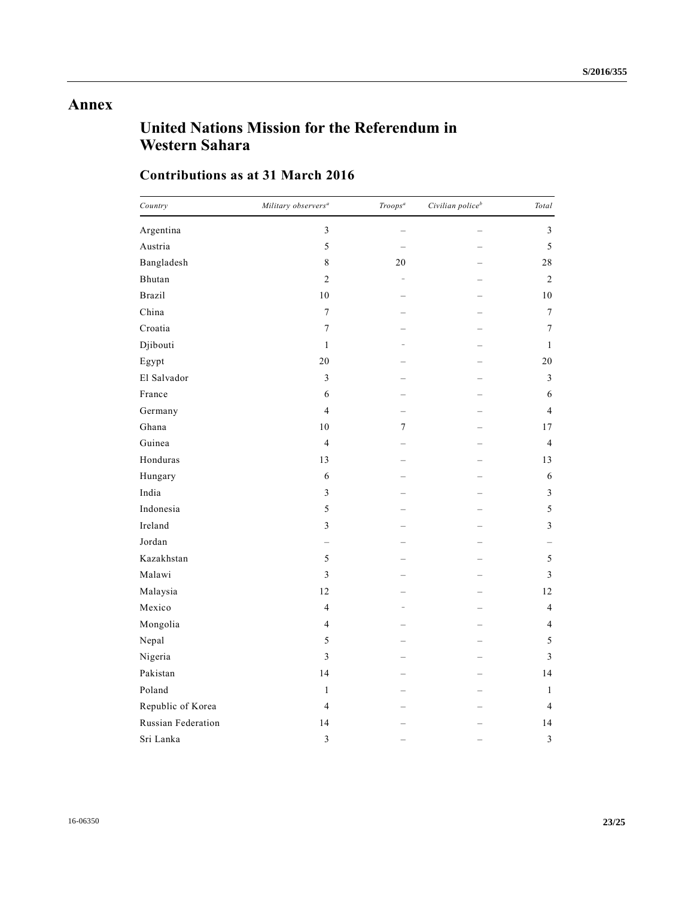# Annex

## United Nations Mission for the Referendum in Western Sahara

### Contributions as at 31 March 2016

| *Country* | *Military observers*[a] | *Troops*[a] | *Civilian police*[b] | *Total* |
|---|---|---|---|---|
| Argentina | 3 | – | – | 3 |
| Austria | 5 | – | – | 5 |
| Bangladesh | 8 | 20 | – | 28 |
| Bhutan | 2 | - | – | 2 |
| Brazil | 10 | – | – | 10 |
| China | 7 | – | – | 7 |
| Croatia | 7 | – | – | 7 |
| Djibouti | 1 | - | – | 1 |
| Egypt | 20 | – | – | 20 |
| El Salvador | 3 | – | – | 3 |
| France | 6 | – | – | 6 |
| Germany | 4 | – | – | 4 |
| Ghana | 10 | 7 | – | 17 |
| Guinea | 4 | – | – | 4 |
| Honduras | 13 | – | – | 13 |
| Hungary | 6 | – | – | 6 |
| India | 3 | – | – | 3 |
| Indonesia | 5 | – | – | 5 |
| Ireland | 3 | – | – | 3 |
| Jordan | – | – | – | – |
| Kazakhstan | 5 | – | – | 5 |
| Malawi | 3 | – | – | 3 |
| Malaysia | 12 | – | – | 12 |
| Mexico | 4 | - | – | 4 |
| Mongolia | 4 | – | – | 4 |
| Nepal | 5 | – | – | 5 |
| Nigeria | 3 | – | – | 3 |
| Pakistan | 14 | – | – | 14 |
| Poland | 1 | – | – | 1 |
| Republic of Korea | 4 | – | – | 4 |
| Russian Federation | 14 | – | – | 14 |
| Sri Lanka | 3 | – | – | 3 |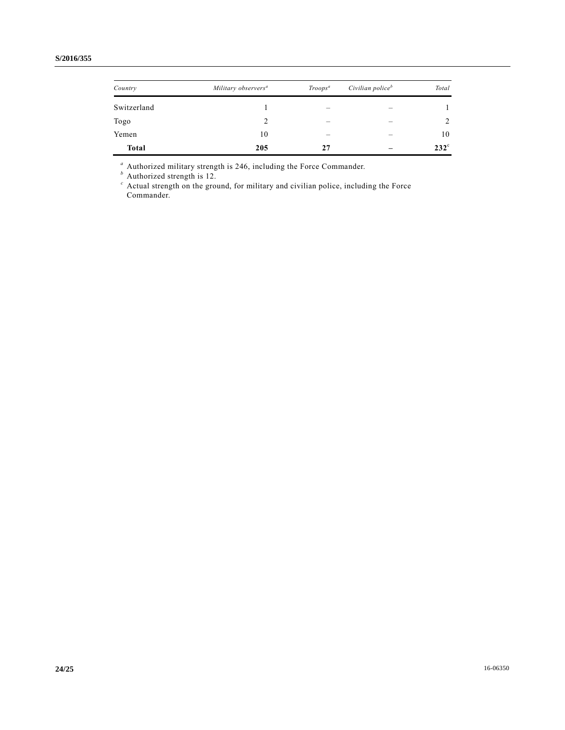| *Country* | *Military observers*[a] | *Troops*[a] | *Civilian police*[b] | *Total* |
|---|---|---|---|---|
| Switzerland | 1 | – | – | 1 |
| Togo | 2 | – | – | 2 |
| Yemen | 10 | – | – | 10 |
| **Total** | **205** | **27** | **–** | **232**[c] |

[a] Authorized military strength is 246, including the Force Commander.

[b] Authorized strength is 12.

[c] Actual strength on the ground, for military and civilian police, including the Force Commander.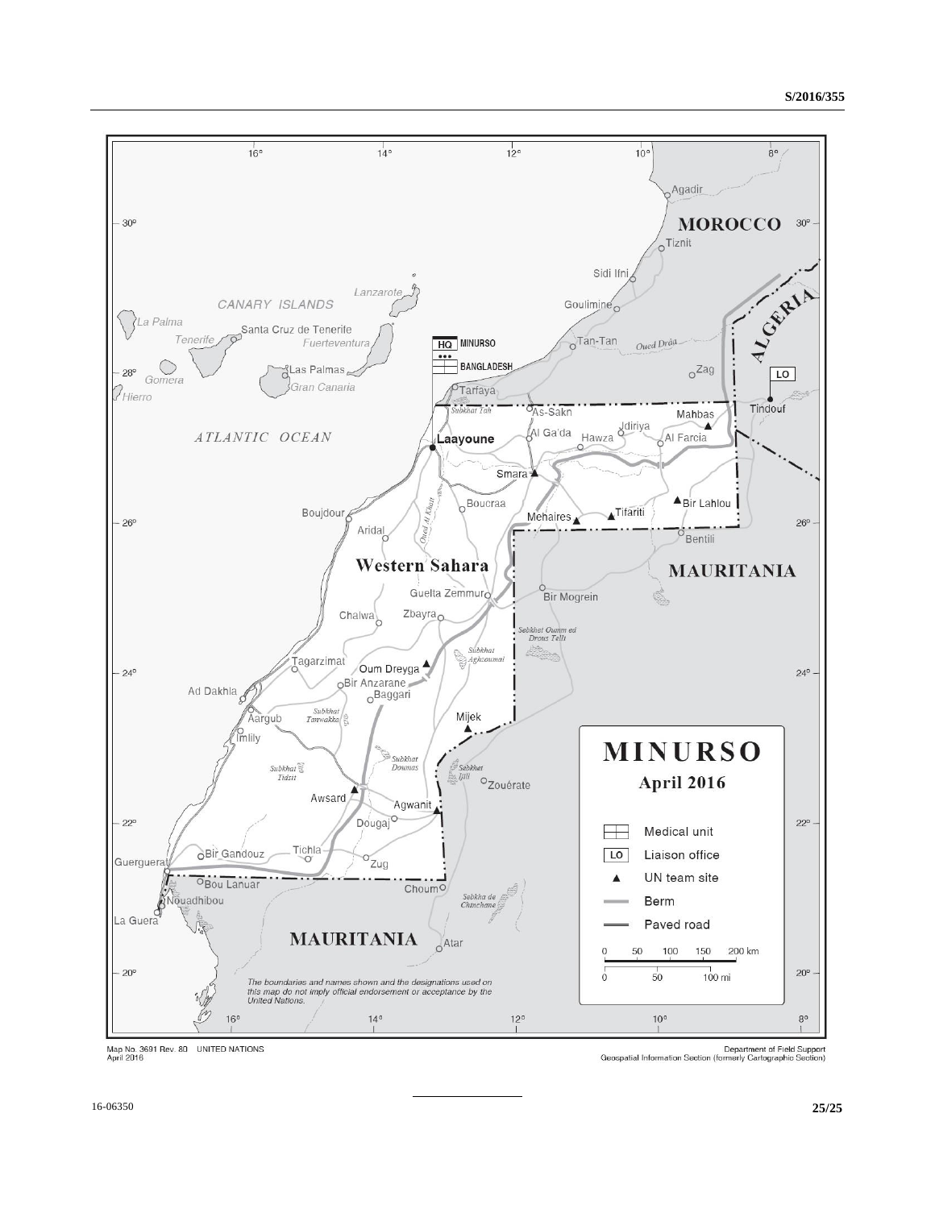MINURSO

April 2016

Medical unit

LO Liaison office

UN team site

Berm

Paved road

0 50 100 150 200 km

0 50 100 mi

MOROCCO

ALGERIA

MAURITANIA

Western Sahara

CANARY ISLANDS

ATLANTIC OCEAN

HQ MINURSO

BANGLADESH

Agadir, Tiznit, Sidi Ifni, Goulimine, Tan-Tan, Oued Drâa, Zag, Tindouf, Tarfaya, As-Sakn, Mahbas, Jdiriya, Al Ga'da, Hawza, Al Farcia, Laayoune, Smara, Boucraa, Bir Lahlou, Tifariti, Mehaires, Bentili, Boujdour, Aridal, Guelta Zemmur, Bir Mogrein, Chalwa, Zbayra, Tagarzimat, Oum Dreyga, Bir Anzarane, Baggari, Ad Dakhla, Aargub, Imlily, Mijek, Zouérate, Awsard, Agwanit, Dougaj, Bir Gandouz, Tichla, Zug, Guerguerat, Bou Lanuar, Choum, Nouadhibou, La Guera, Atar

Lanzarote, La Palma, Tenerife, Santa Cruz de Tenerife, Fuerteventura, Gomera, Las Palmas, Gran Canaria, Hierro

Subkhat Tah, Oued Al Khatt, Sebkhet Oumm ed Drous Telli, Subkhat Aghzoumal, Subkhat Tanwakka, Subkhat Doumas, Subkhat Tidsit, Sebkhet Ijill, Sebkha de Chinchane

16° 14° 12° 10° 8°

30° 28° 26° 24° 22° 20°

The boundaries and names shown and the designations used on this map do not imply official endorsement or acceptance by the United Nations.

Map No. 3691 Rev. 80 UNITED NATIONS
April 2016

Department of Field Support
Geospatial Information Section (formerly Cartographic Section)